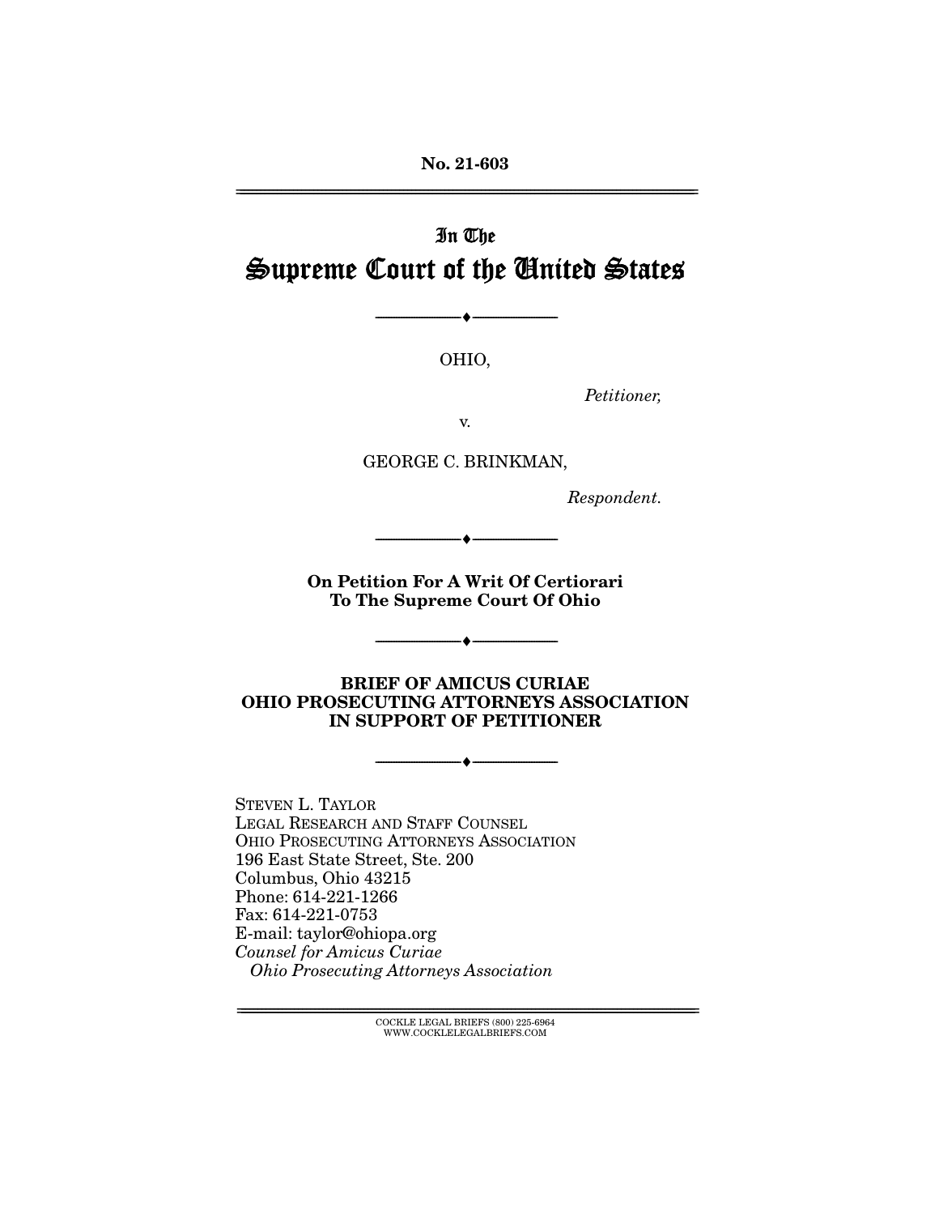No. 21-603

---

# In The Supreme Court of the United States

---

OHIO,

*Petitioner,*

v.

GEORGE C. BRINKMAN,

*Respondent.*

---

**On Petition For A Writ Of Certiorari To The Supreme Court Of Ohio**

---

**BRIEF OF AMICUS CURIAE OHIO PROSECUTING ATTORNEYS ASSOCIATION IN SUPPORT OF PETITIONER**

---

STEVEN L. TAYLOR
LEGAL RESEARCH AND STAFF COUNSEL
OHIO PROSECUTING ATTORNEYS ASSOCIATION
196 East State Street, Ste. 200
Columbus, Ohio 43215
Phone: 614-221-1266
Fax: 614-221-0753
E-mail: taylor@ohiopa.org
*Counsel for Amicus Curiae*
*Ohio Prosecuting Attorneys Association*

---

COCKLE LEGAL BRIEFS (800) 225-6964
WWW.COCKLELEGALBRIEFS.COM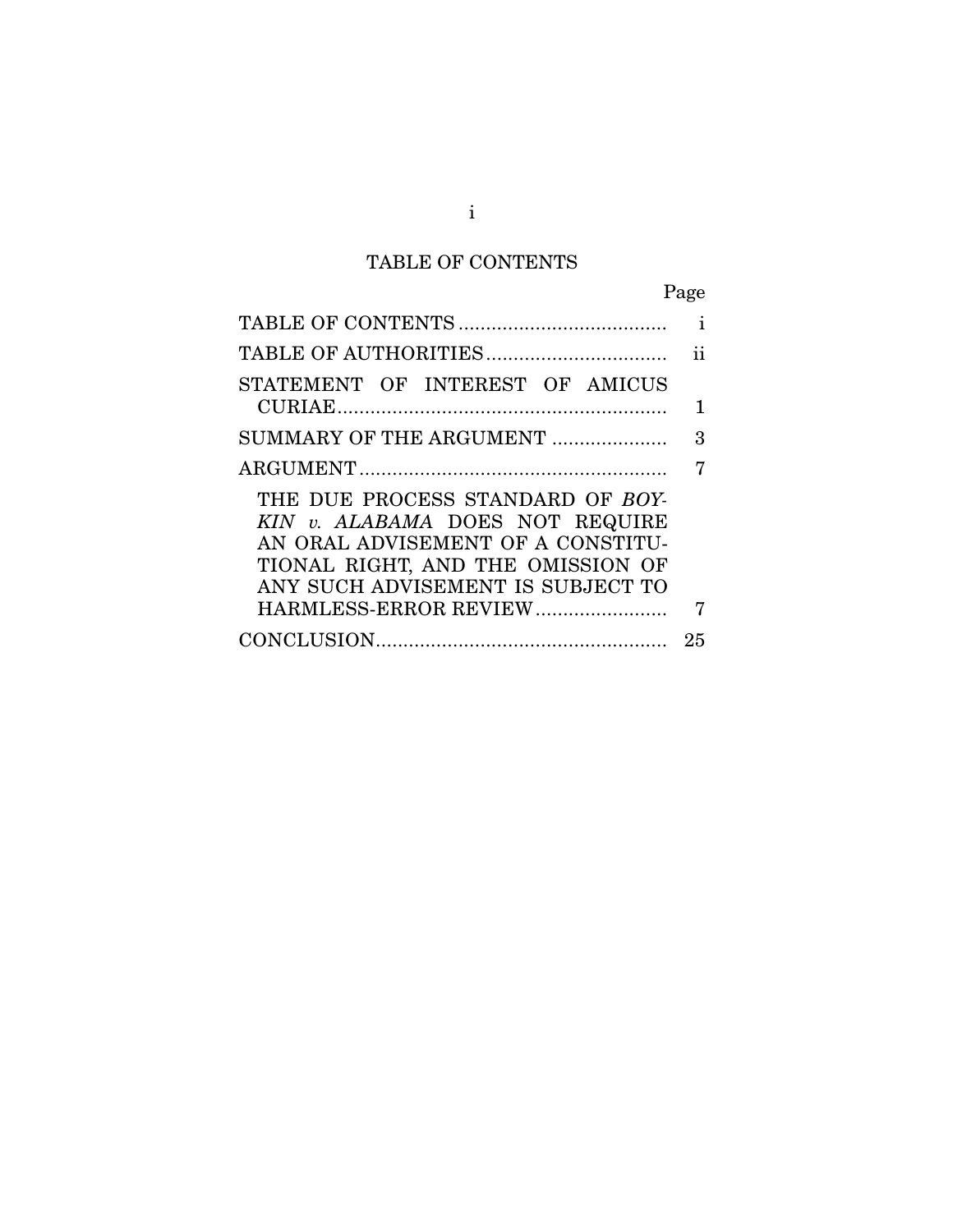## TABLE OF CONTENTS

| | Page |
|---|---|
| TABLE OF CONTENTS | i |
| TABLE OF AUTHORITIES | ii |
| STATEMENT OF INTEREST OF AMICUS CURIAE | 1 |
| SUMMARY OF THE ARGUMENT | 3 |
| ARGUMENT | 7 |
| THE DUE PROCESS STANDARD OF *BOYKIN v. ALABAMA* DOES NOT REQUIRE AN ORAL ADVISEMENT OF A CONSTITUTIONAL RIGHT, AND THE OMISSION OF ANY SUCH ADVISEMENT IS SUBJECT TO HARMLESS-ERROR REVIEW | 7 |
| CONCLUSION | 25 |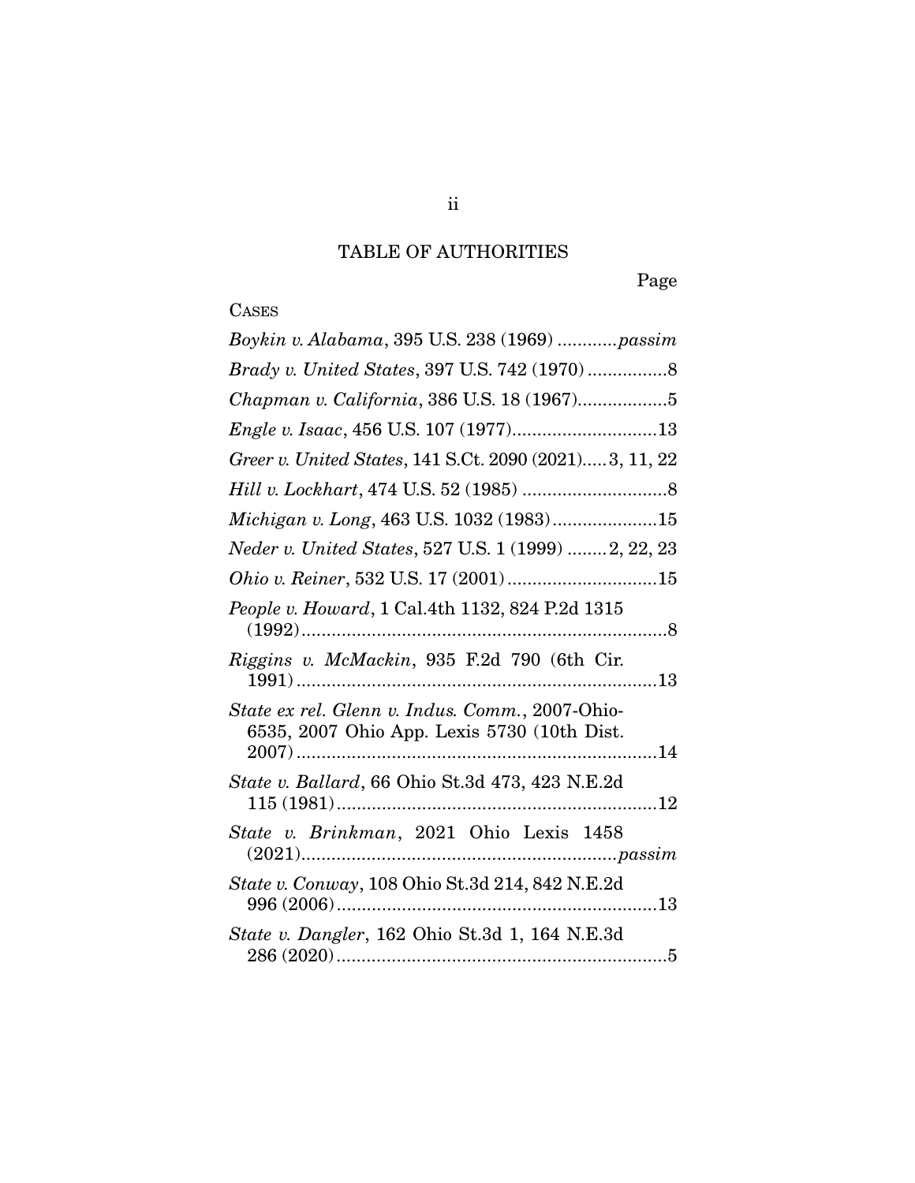# TABLE OF AUTHORITIES

Page

CASES

*Boykin v. Alabama*, 395 U.S. 238 (1969) ............*passim*

*Brady v. United States*, 397 U.S. 742 (1970) ................8

*Chapman v. California*, 386 U.S. 18 (1967)..................5

*Engle v. Isaac*, 456 U.S. 107 (1977).............................13

*Greer v. United States*, 141 S.Ct. 2090 (2021).....3, 11, 22

*Hill v. Lockhart*, 474 U.S. 52 (1985) .............................8

*Michigan v. Long*, 463 U.S. 1032 (1983).....................15

*Neder v. United States*, 527 U.S. 1 (1999) ........2, 22, 23

*Ohio v. Reiner*, 532 U.S. 17 (2001)..............................15

*People v. Howard*, 1 Cal.4th 1132, 824 P.2d 1315 (1992).........................................................................8

*Riggins v. McMackin*, 935 F.2d 790 (6th Cir. 1991).........................................................................13

*State ex rel. Glenn v. Indus. Comm.*, 2007-Ohio-6535, 2007 Ohio App. Lexis 5730 (10th Dist. 2007).........................................................................14

*State v. Ballard*, 66 Ohio St.3d 473, 423 N.E.2d 115 (1981)................................................................12

*State v. Brinkman*, 2021 Ohio Lexis 1458 (2021)..............................................................*passim*

*State v. Conway*, 108 Ohio St.3d 214, 842 N.E.2d 996 (2006)................................................................13

*State v. Dangler*, 162 Ohio St.3d 1, 164 N.E.3d 286 (2020)..................................................................5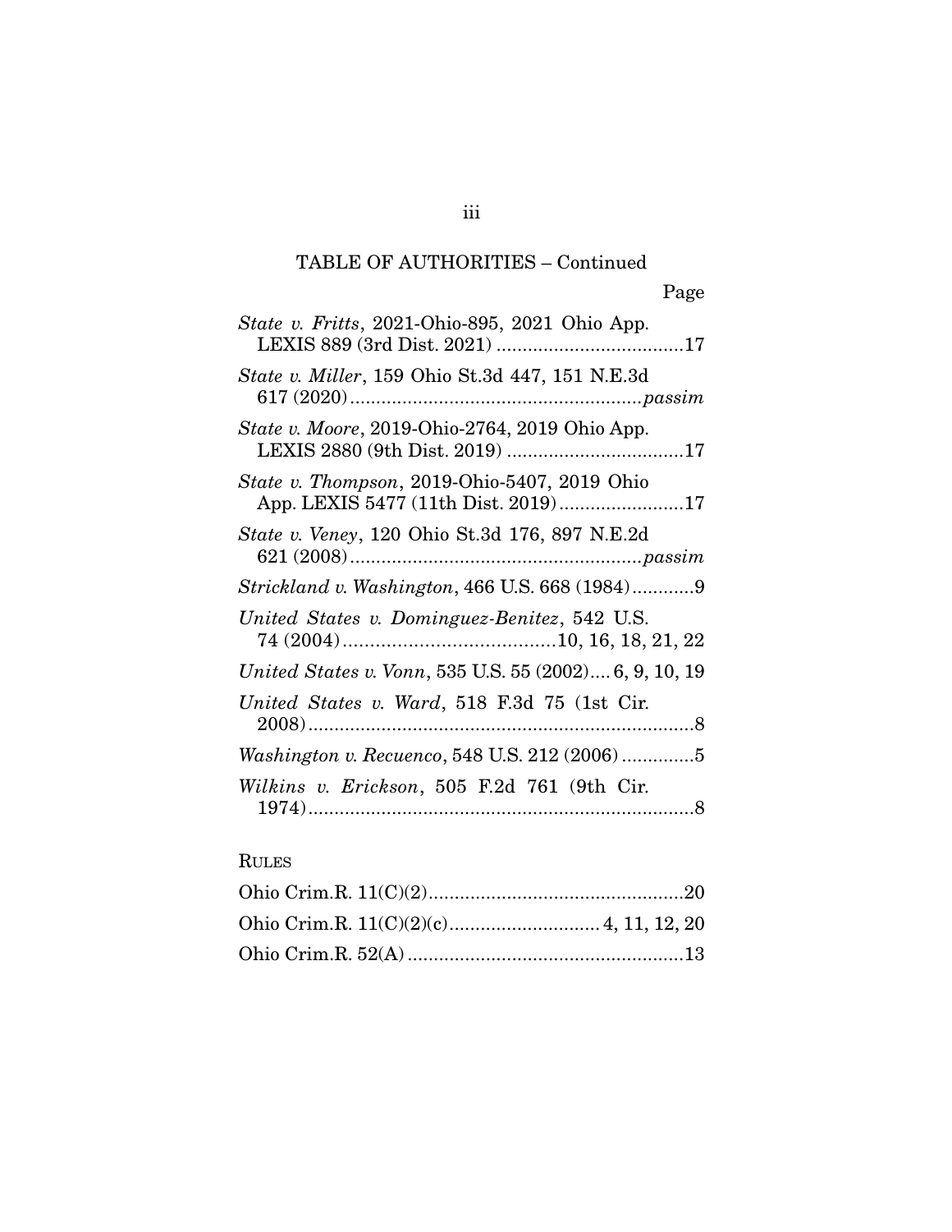TABLE OF AUTHORITIES – Continued

Page

*State v. Fritts*, 2021-Ohio-895, 2021 Ohio App. LEXIS 889 (3rd Dist. 2021) ....................................17

*State v. Miller*, 159 Ohio St.3d 447, 151 N.E.3d 617 (2020)........................................................*passim*

*State v. Moore*, 2019-Ohio-2764, 2019 Ohio App. LEXIS 2880 (9th Dist. 2019) ..................................17

*State v. Thompson*, 2019-Ohio-5407, 2019 Ohio App. LEXIS 5477 (11th Dist. 2019)........................17

*State v. Veney*, 120 Ohio St.3d 176, 897 N.E.2d 621 (2008)........................................................*passim*

*Strickland v. Washington*, 466 U.S. 668 (1984)............9

*United States v. Dominguez-Benitez*, 542 U.S. 74 (2004).......................................10, 16, 18, 21, 22

*United States v. Vonn*, 535 U.S. 55 (2002).... 6, 9, 10, 19

*United States v. Ward*, 518 F.3d 75 (1st Cir. 2008)..........................................................................8

*Washington v. Recuenco*, 548 U.S. 212 (2006) ..............5

*Wilkins v. Erickson*, 505 F.2d 761 (9th Cir. 1974)..........................................................................8

RULES

Ohio Crim.R. 11(C)(2).................................................20

Ohio Crim.R. 11(C)(2)(c)............................ 4, 11, 12, 20

Ohio Crim.R. 52(A) .....................................................13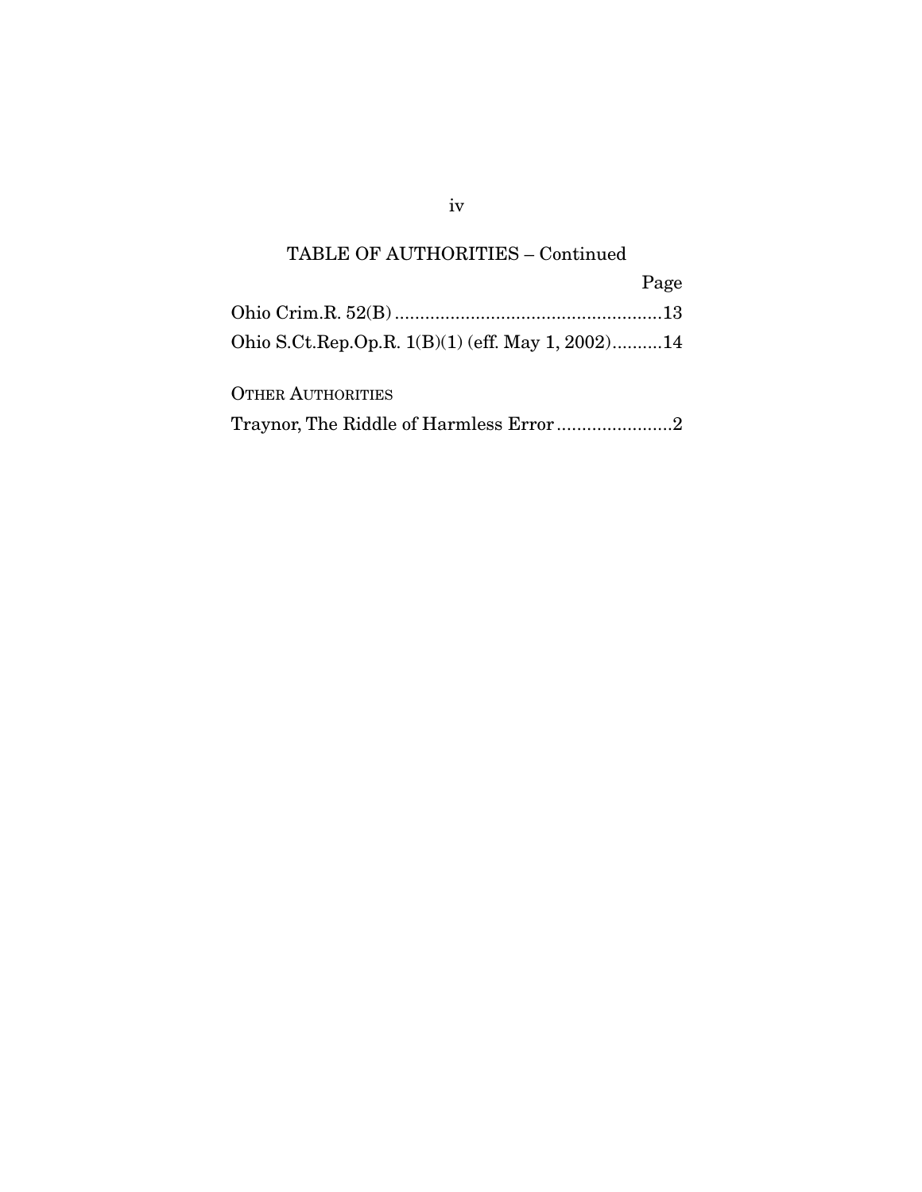## TABLE OF AUTHORITIES – Continued

| | Page |
|---|---|
| Ohio Crim.R. 52(B) | 13 |
| Ohio S.Ct.Rep.Op.R. 1(B)(1) (eff. May 1, 2002) | 14 |

OTHER AUTHORITIES

| | |
|---|---|
| Traynor, The Riddle of Harmless Error | 2 |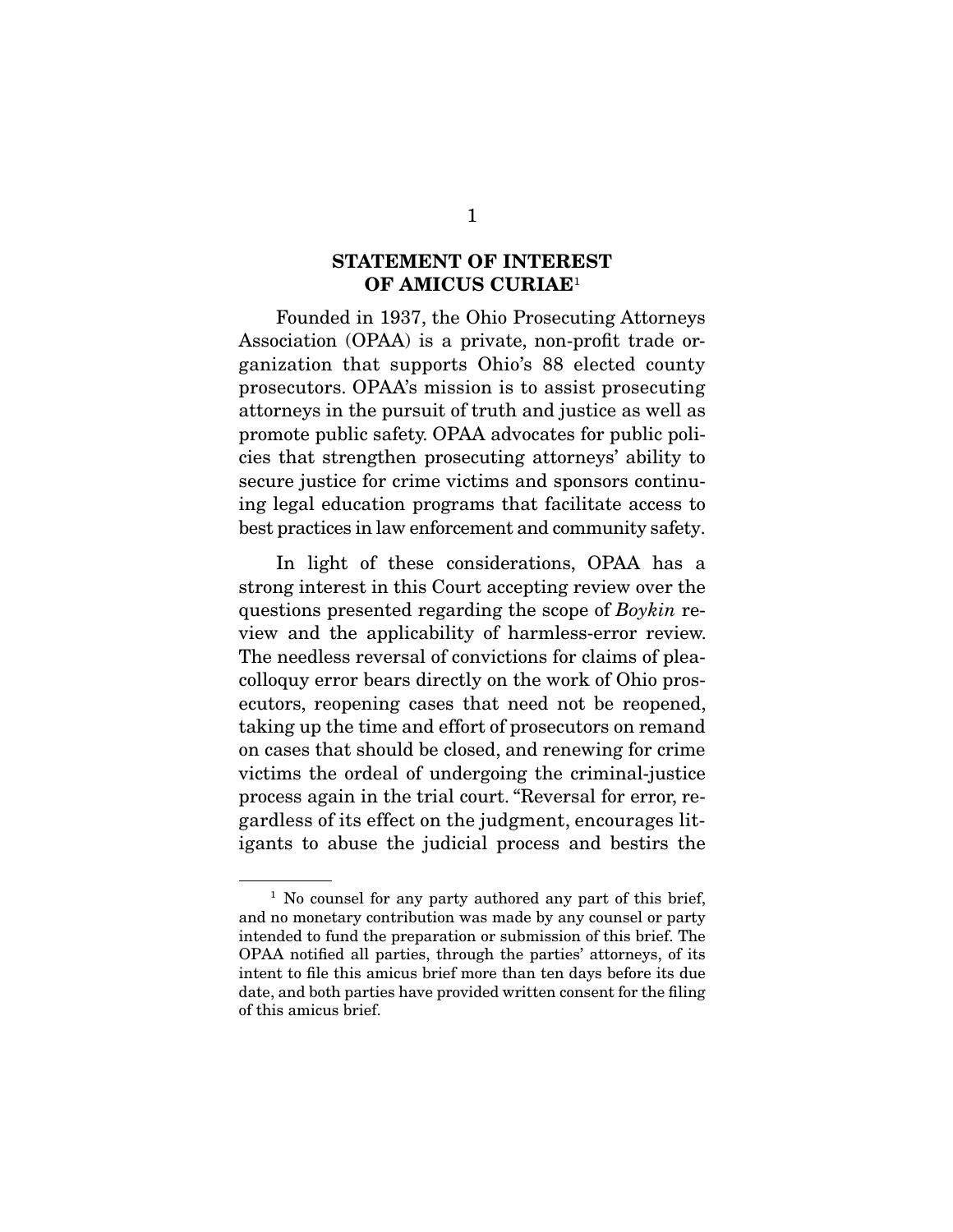## STATEMENT OF INTEREST OF AMICUS CURIAE[1]

Founded in 1937, the Ohio Prosecuting Attorneys Association (OPAA) is a private, non-profit trade organization that supports Ohio's 88 elected county prosecutors. OPAA's mission is to assist prosecuting attorneys in the pursuit of truth and justice as well as promote public safety. OPAA advocates for public policies that strengthen prosecuting attorneys' ability to secure justice for crime victims and sponsors continuing legal education programs that facilitate access to best practices in law enforcement and community safety.

In light of these considerations, OPAA has a strong interest in this Court accepting review over the questions presented regarding the scope of *Boykin* review and the applicability of harmless-error review. The needless reversal of convictions for claims of plea-colloquy error bears directly on the work of Ohio prosecutors, reopening cases that need not be reopened, taking up the time and effort of prosecutors on remand on cases that should be closed, and renewing for crime victims the ordeal of undergoing the criminal-justice process again in the trial court. "Reversal for error, regardless of its effect on the judgment, encourages litigants to abuse the judicial process and bestirs the

---

[1] No counsel for any party authored any part of this brief, and no monetary contribution was made by any counsel or party intended to fund the preparation or submission of this brief. The OPAA notified all parties, through the parties' attorneys, of its intent to file this amicus brief more than ten days before its due date, and both parties have provided written consent for the filing of this amicus brief.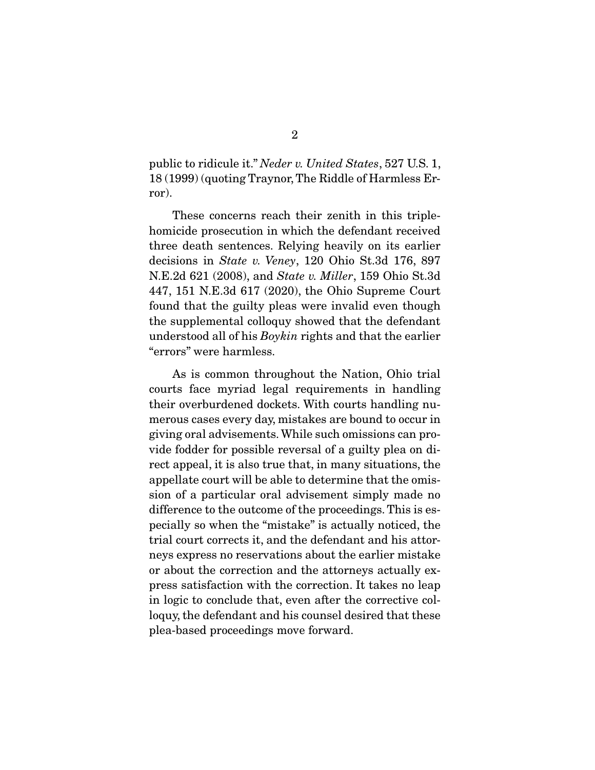public to ridicule it." *Neder v. United States*, 527 U.S. 1, 18 (1999) (quoting Traynor, The Riddle of Harmless Error).

These concerns reach their zenith in this triple-homicide prosecution in which the defendant received three death sentences. Relying heavily on its earlier decisions in *State v. Veney*, 120 Ohio St.3d 176, 897 N.E.2d 621 (2008), and *State v. Miller*, 159 Ohio St.3d 447, 151 N.E.3d 617 (2020), the Ohio Supreme Court found that the guilty pleas were invalid even though the supplemental colloquy showed that the defendant understood all of his *Boykin* rights and that the earlier "errors" were harmless.

As is common throughout the Nation, Ohio trial courts face myriad legal requirements in handling their overburdened dockets. With courts handling numerous cases every day, mistakes are bound to occur in giving oral advisements. While such omissions can provide fodder for possible reversal of a guilty plea on direct appeal, it is also true that, in many situations, the appellate court will be able to determine that the omission of a particular oral advisement simply made no difference to the outcome of the proceedings. This is especially so when the "mistake" is actually noticed, the trial court corrects it, and the defendant and his attorneys express no reservations about the earlier mistake or about the correction and the attorneys actually express satisfaction with the correction. It takes no leap in logic to conclude that, even after the corrective colloquy, the defendant and his counsel desired that these plea-based proceedings move forward.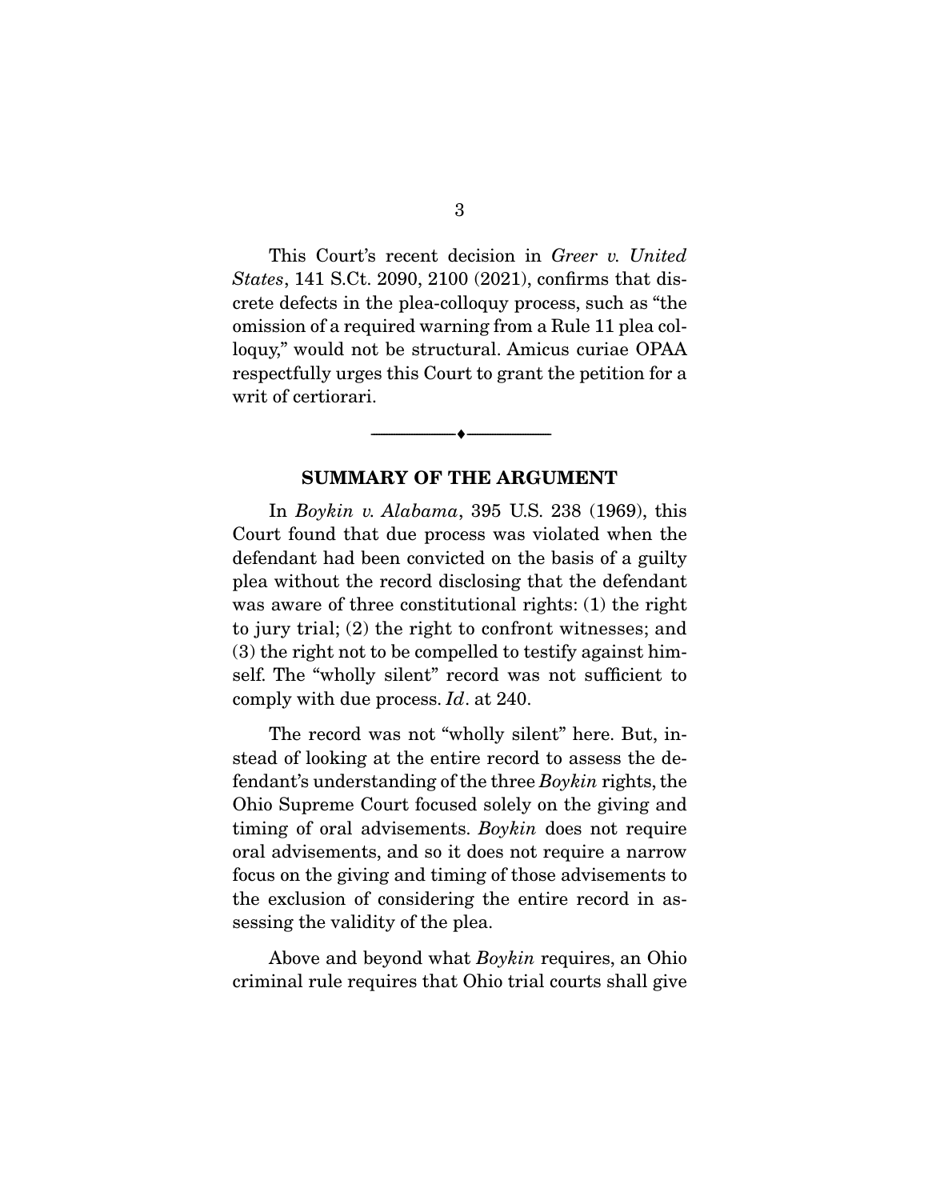This Court's recent decision in *Greer v. United States*, 141 S.Ct. 2090, 2100 (2021), confirms that discrete defects in the plea-colloquy process, such as "the omission of a required warning from a Rule 11 plea colloquy," would not be structural. Amicus curiae OPAA respectfully urges this Court to grant the petition for a writ of certiorari.

---

## SUMMARY OF THE ARGUMENT

In *Boykin v. Alabama*, 395 U.S. 238 (1969), this Court found that due process was violated when the defendant had been convicted on the basis of a guilty plea without the record disclosing that the defendant was aware of three constitutional rights: (1) the right to jury trial; (2) the right to confront witnesses; and (3) the right not to be compelled to testify against himself. The "wholly silent" record was not sufficient to comply with due process. *Id*. at 240.

The record was not "wholly silent" here. But, instead of looking at the entire record to assess the defendant's understanding of the three *Boykin* rights, the Ohio Supreme Court focused solely on the giving and timing of oral advisements. *Boykin* does not require oral advisements, and so it does not require a narrow focus on the giving and timing of those advisements to the exclusion of considering the entire record in assessing the validity of the plea.

Above and beyond what *Boykin* requires, an Ohio criminal rule requires that Ohio trial courts shall give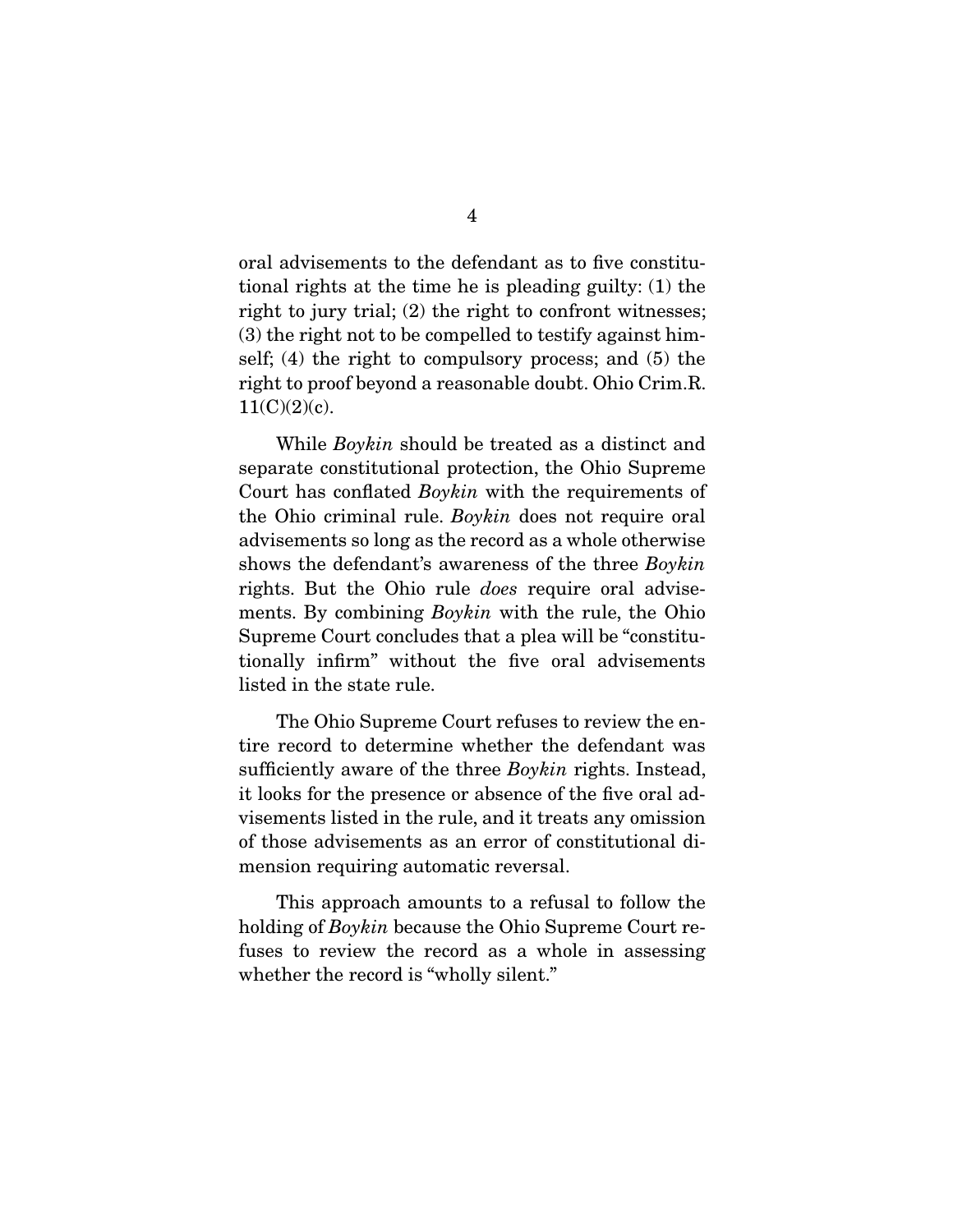oral advisements to the defendant as to five constitutional rights at the time he is pleading guilty: (1) the right to jury trial; (2) the right to confront witnesses; (3) the right not to be compelled to testify against himself; (4) the right to compulsory process; and (5) the right to proof beyond a reasonable doubt. Ohio Crim.R. 11(C)(2)(c).

While *Boykin* should be treated as a distinct and separate constitutional protection, the Ohio Supreme Court has conflated *Boykin* with the requirements of the Ohio criminal rule. *Boykin* does not require oral advisements so long as the record as a whole otherwise shows the defendant's awareness of the three *Boykin* rights. But the Ohio rule *does* require oral advisements. By combining *Boykin* with the rule, the Ohio Supreme Court concludes that a plea will be "constitutionally infirm" without the five oral advisements listed in the state rule.

The Ohio Supreme Court refuses to review the entire record to determine whether the defendant was sufficiently aware of the three *Boykin* rights. Instead, it looks for the presence or absence of the five oral advisements listed in the rule, and it treats any omission of those advisements as an error of constitutional dimension requiring automatic reversal.

This approach amounts to a refusal to follow the holding of *Boykin* because the Ohio Supreme Court refuses to review the record as a whole in assessing whether the record is "wholly silent."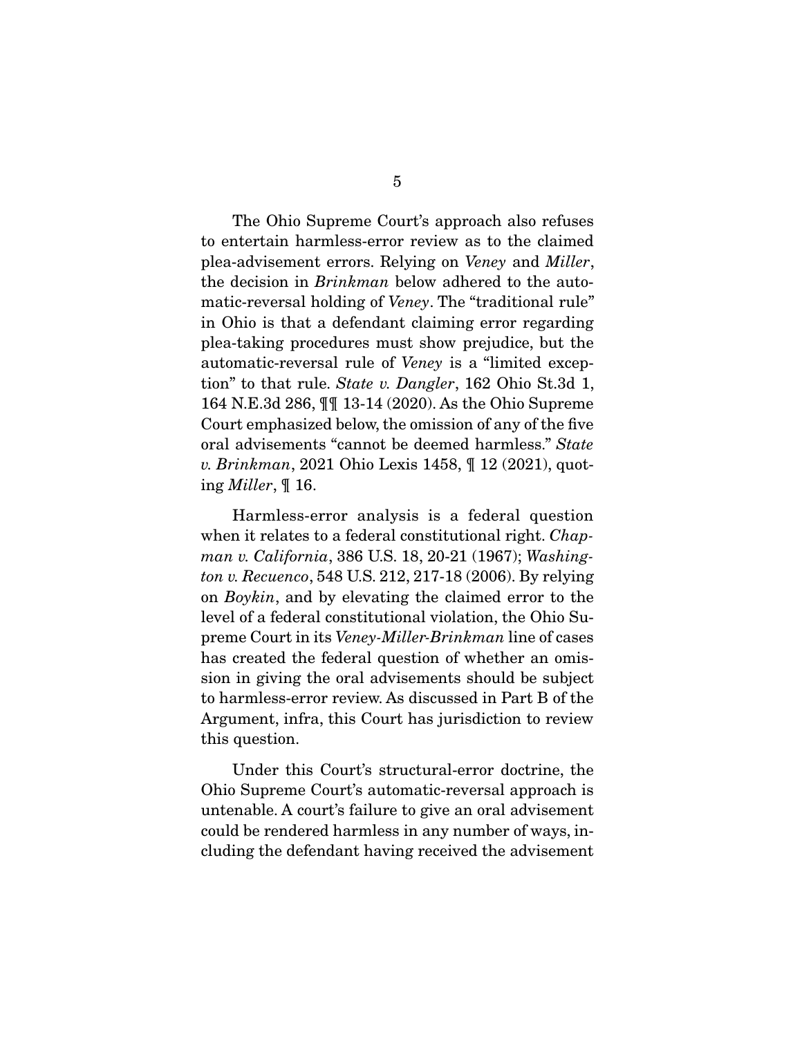The Ohio Supreme Court's approach also refuses to entertain harmless-error review as to the claimed plea-advisement errors. Relying on *Veney* and *Miller*, the decision in *Brinkman* below adhered to the automatic-reversal holding of *Veney*. The "traditional rule" in Ohio is that a defendant claiming error regarding plea-taking procedures must show prejudice, but the automatic-reversal rule of *Veney* is a "limited exception" to that rule. *State v. Dangler*, 162 Ohio St.3d 1, 164 N.E.3d 286, ¶¶ 13-14 (2020). As the Ohio Supreme Court emphasized below, the omission of any of the five oral advisements "cannot be deemed harmless." *State v. Brinkman*, 2021 Ohio Lexis 1458, ¶ 12 (2021), quoting *Miller*, ¶ 16.

Harmless-error analysis is a federal question when it relates to a federal constitutional right. *Chapman v. California*, 386 U.S. 18, 20-21 (1967); *Washington v. Recuenco*, 548 U.S. 212, 217-18 (2006). By relying on *Boykin*, and by elevating the claimed error to the level of a federal constitutional violation, the Ohio Supreme Court in its *Veney-Miller-Brinkman* line of cases has created the federal question of whether an omission in giving the oral advisements should be subject to harmless-error review. As discussed in Part B of the Argument, infra, this Court has jurisdiction to review this question.

Under this Court's structural-error doctrine, the Ohio Supreme Court's automatic-reversal approach is untenable. A court's failure to give an oral advisement could be rendered harmless in any number of ways, including the defendant having received the advisement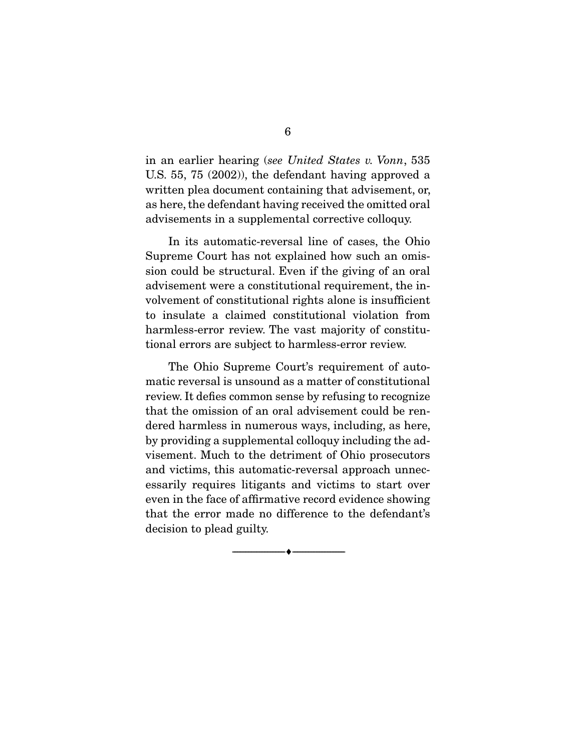in an earlier hearing (*see United States v. Vonn*, 535 U.S. 55, 75 (2002)), the defendant having approved a written plea document containing that advisement, or, as here, the defendant having received the omitted oral advisements in a supplemental corrective colloquy.

In its automatic-reversal line of cases, the Ohio Supreme Court has not explained how such an omission could be structural. Even if the giving of an oral advisement were a constitutional requirement, the involvement of constitutional rights alone is insufficient to insulate a claimed constitutional violation from harmless-error review. The vast majority of constitutional errors are subject to harmless-error review.

The Ohio Supreme Court's requirement of automatic reversal is unsound as a matter of constitutional review. It defies common sense by refusing to recognize that the omission of an oral advisement could be rendered harmless in numerous ways, including, as here, by providing a supplemental colloquy including the advisement. Much to the detriment of Ohio prosecutors and victims, this automatic-reversal approach unnecessarily requires litigants and victims to start over even in the face of affirmative record evidence showing that the error made no difference to the defendant's decision to plead guilty.

---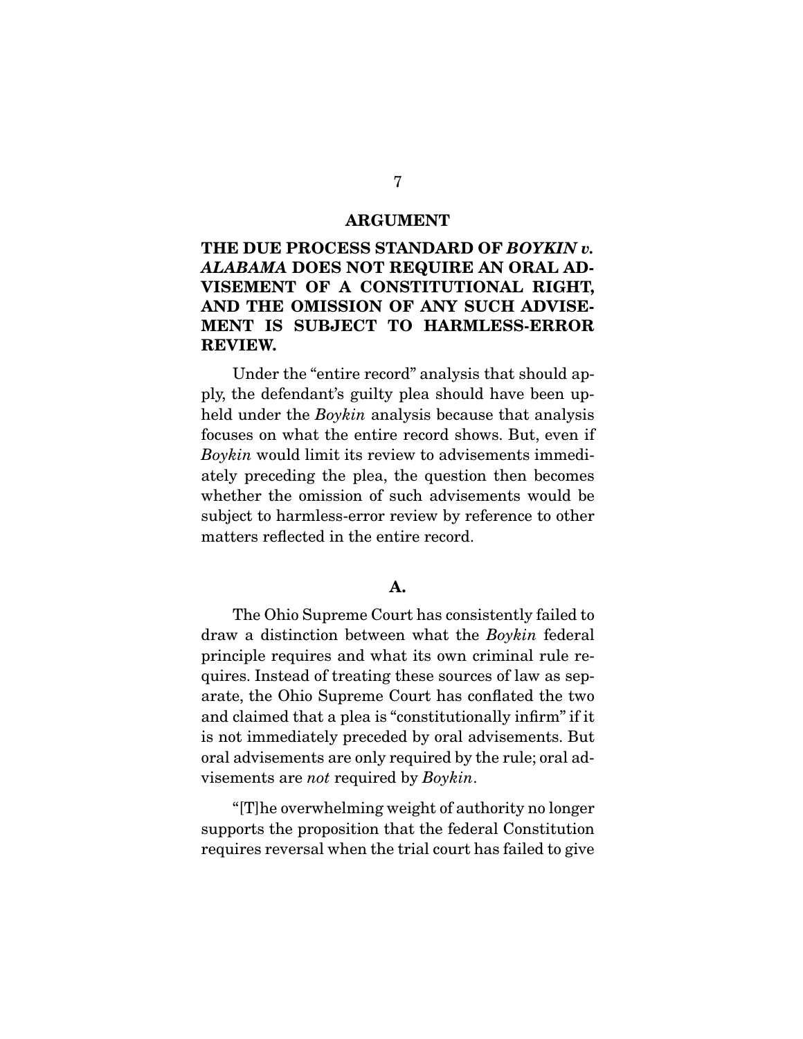## ARGUMENT

### THE DUE PROCESS STANDARD OF *BOYKIN v. ALABAMA* DOES NOT REQUIRE AN ORAL ADVISEMENT OF A CONSTITUTIONAL RIGHT, AND THE OMISSION OF ANY SUCH ADVISEMENT IS SUBJECT TO HARMLESS-ERROR REVIEW.

Under the "entire record" analysis that should apply, the defendant's guilty plea should have been upheld under the *Boykin* analysis because that analysis focuses on what the entire record shows. But, even if *Boykin* would limit its review to advisements immediately preceding the plea, the question then becomes whether the omission of such advisements would be subject to harmless-error review by reference to other matters reflected in the entire record.

#### A.

The Ohio Supreme Court has consistently failed to draw a distinction between what the *Boykin* federal principle requires and what its own criminal rule requires. Instead of treating these sources of law as separate, the Ohio Supreme Court has conflated the two and claimed that a plea is "constitutionally infirm" if it is not immediately preceded by oral advisements. But oral advisements are only required by the rule; oral advisements are *not* required by *Boykin*.

"[T]he overwhelming weight of authority no longer supports the proposition that the federal Constitution requires reversal when the trial court has failed to give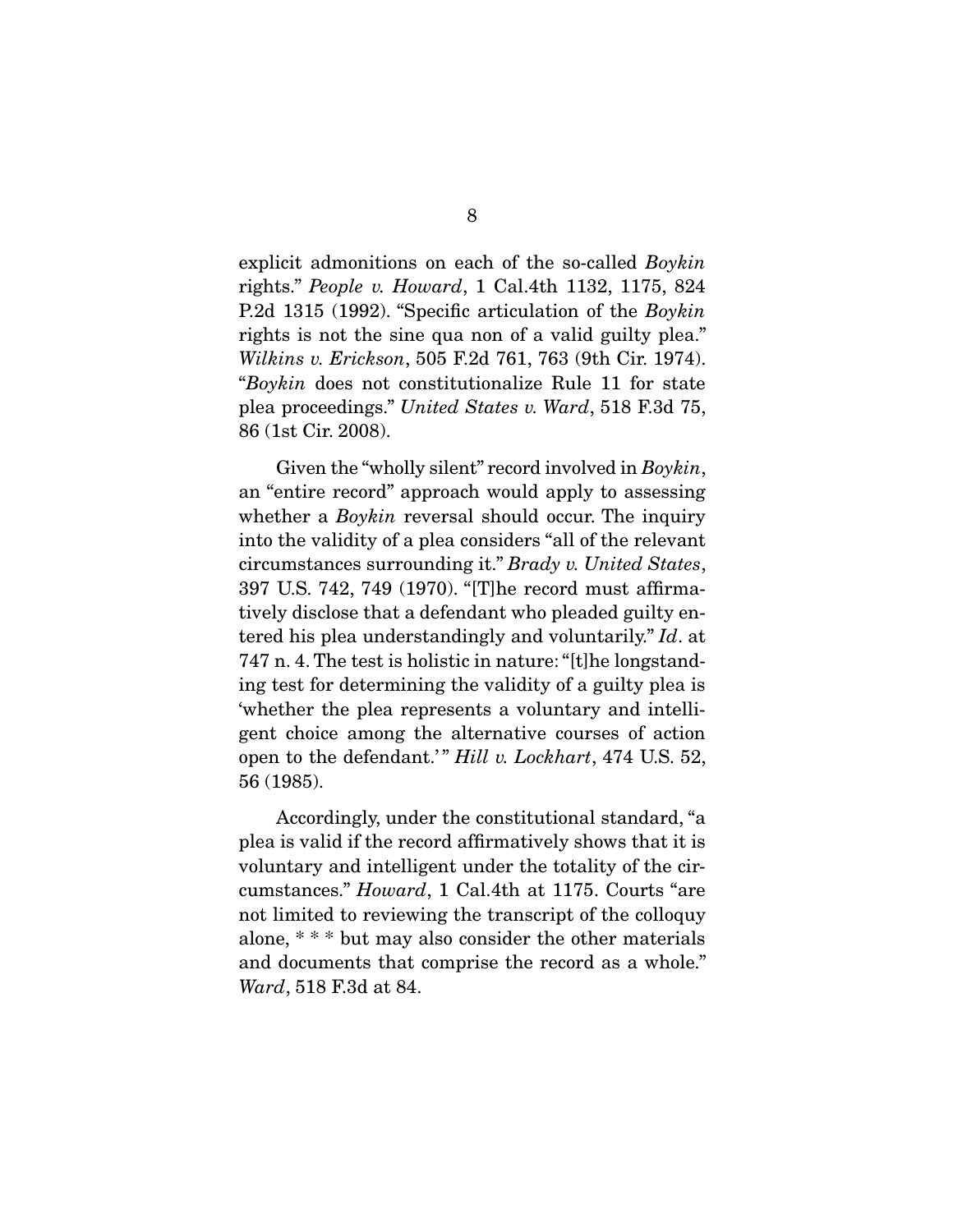explicit admonitions on each of the so-called *Boykin* rights." *People v. Howard*, 1 Cal.4th 1132, 1175, 824 P.2d 1315 (1992). "Specific articulation of the *Boykin* rights is not the sine qua non of a valid guilty plea." *Wilkins v. Erickson*, 505 F.2d 761, 763 (9th Cir. 1974). "*Boykin* does not constitutionalize Rule 11 for state plea proceedings." *United States v. Ward*, 518 F.3d 75, 86 (1st Cir. 2008).

Given the "wholly silent" record involved in *Boykin*, an "entire record" approach would apply to assessing whether a *Boykin* reversal should occur. The inquiry into the validity of a plea considers "all of the relevant circumstances surrounding it." *Brady v. United States*, 397 U.S. 742, 749 (1970). "[T]he record must affirmatively disclose that a defendant who pleaded guilty entered his plea understandingly and voluntarily." *Id*. at 747 n. 4. The test is holistic in nature: "[t]he longstanding test for determining the validity of a guilty plea is 'whether the plea represents a voluntary and intelligent choice among the alternative courses of action open to the defendant.'" *Hill v. Lockhart*, 474 U.S. 52, 56 (1985).

Accordingly, under the constitutional standard, "a plea is valid if the record affirmatively shows that it is voluntary and intelligent under the totality of the circumstances." *Howard*, 1 Cal.4th at 1175. Courts "are not limited to reviewing the transcript of the colloquy alone, * * * but may also consider the other materials and documents that comprise the record as a whole." *Ward*, 518 F.3d at 84.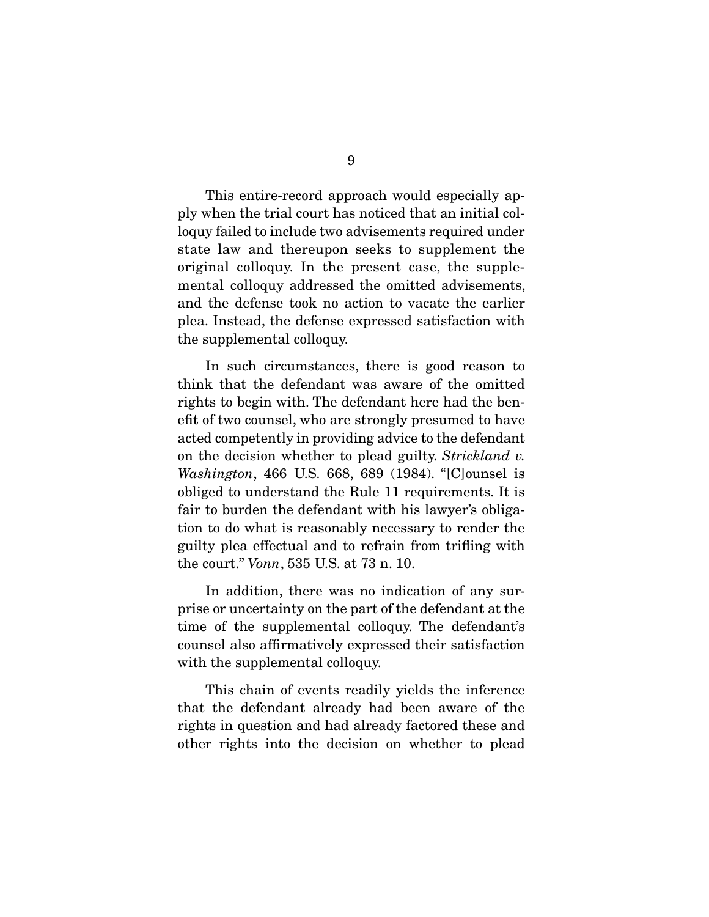This entire-record approach would especially apply when the trial court has noticed that an initial colloquy failed to include two advisements required under state law and thereupon seeks to supplement the original colloquy. In the present case, the supplemental colloquy addressed the omitted advisements, and the defense took no action to vacate the earlier plea. Instead, the defense expressed satisfaction with the supplemental colloquy.

In such circumstances, there is good reason to think that the defendant was aware of the omitted rights to begin with. The defendant here had the benefit of two counsel, who are strongly presumed to have acted competently in providing advice to the defendant on the decision whether to plead guilty. *Strickland v. Washington*, 466 U.S. 668, 689 (1984). "[C]ounsel is obliged to understand the Rule 11 requirements. It is fair to burden the defendant with his lawyer's obligation to do what is reasonably necessary to render the guilty plea effectual and to refrain from trifling with the court." *Vonn*, 535 U.S. at 73 n. 10.

In addition, there was no indication of any surprise or uncertainty on the part of the defendant at the time of the supplemental colloquy. The defendant's counsel also affirmatively expressed their satisfaction with the supplemental colloquy.

This chain of events readily yields the inference that the defendant already had been aware of the rights in question and had already factored these and other rights into the decision on whether to plead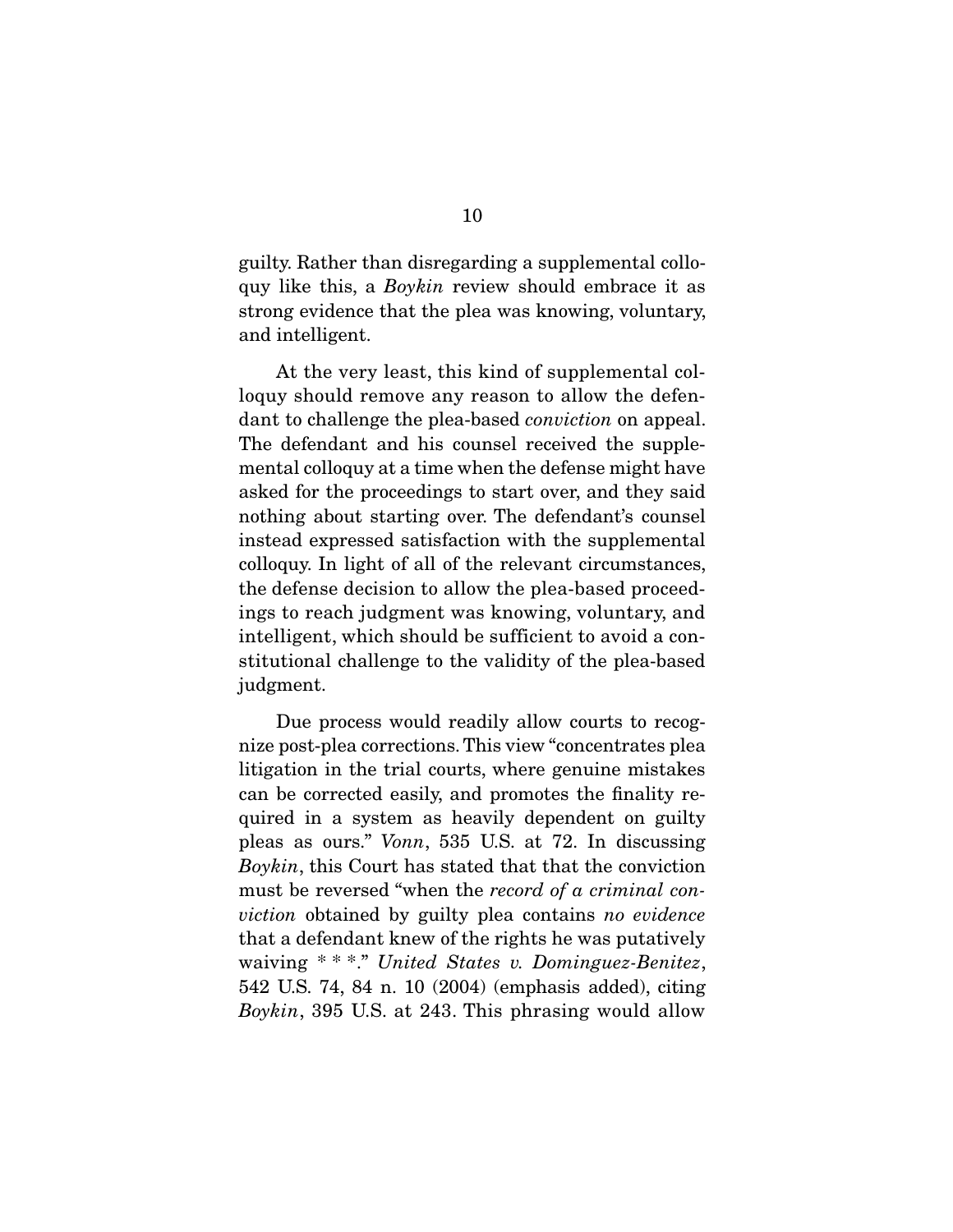guilty. Rather than disregarding a supplemental colloquy like this, a *Boykin* review should embrace it as strong evidence that the plea was knowing, voluntary, and intelligent.

At the very least, this kind of supplemental colloquy should remove any reason to allow the defendant to challenge the plea-based *conviction* on appeal. The defendant and his counsel received the supplemental colloquy at a time when the defense might have asked for the proceedings to start over, and they said nothing about starting over. The defendant's counsel instead expressed satisfaction with the supplemental colloquy. In light of all of the relevant circumstances, the defense decision to allow the plea-based proceedings to reach judgment was knowing, voluntary, and intelligent, which should be sufficient to avoid a constitutional challenge to the validity of the plea-based judgment.

Due process would readily allow courts to recognize post-plea corrections. This view "concentrates plea litigation in the trial courts, where genuine mistakes can be corrected easily, and promotes the finality required in a system as heavily dependent on guilty pleas as ours." *Vonn*, 535 U.S. at 72. In discussing *Boykin*, this Court has stated that that the conviction must be reversed "when the *record of a criminal conviction* obtained by guilty plea contains *no evidence* that a defendant knew of the rights he was putatively waiving * * *." *United States v. Dominguez-Benitez*, 542 U.S. 74, 84 n. 10 (2004) (emphasis added), citing *Boykin*, 395 U.S. at 243. This phrasing would allow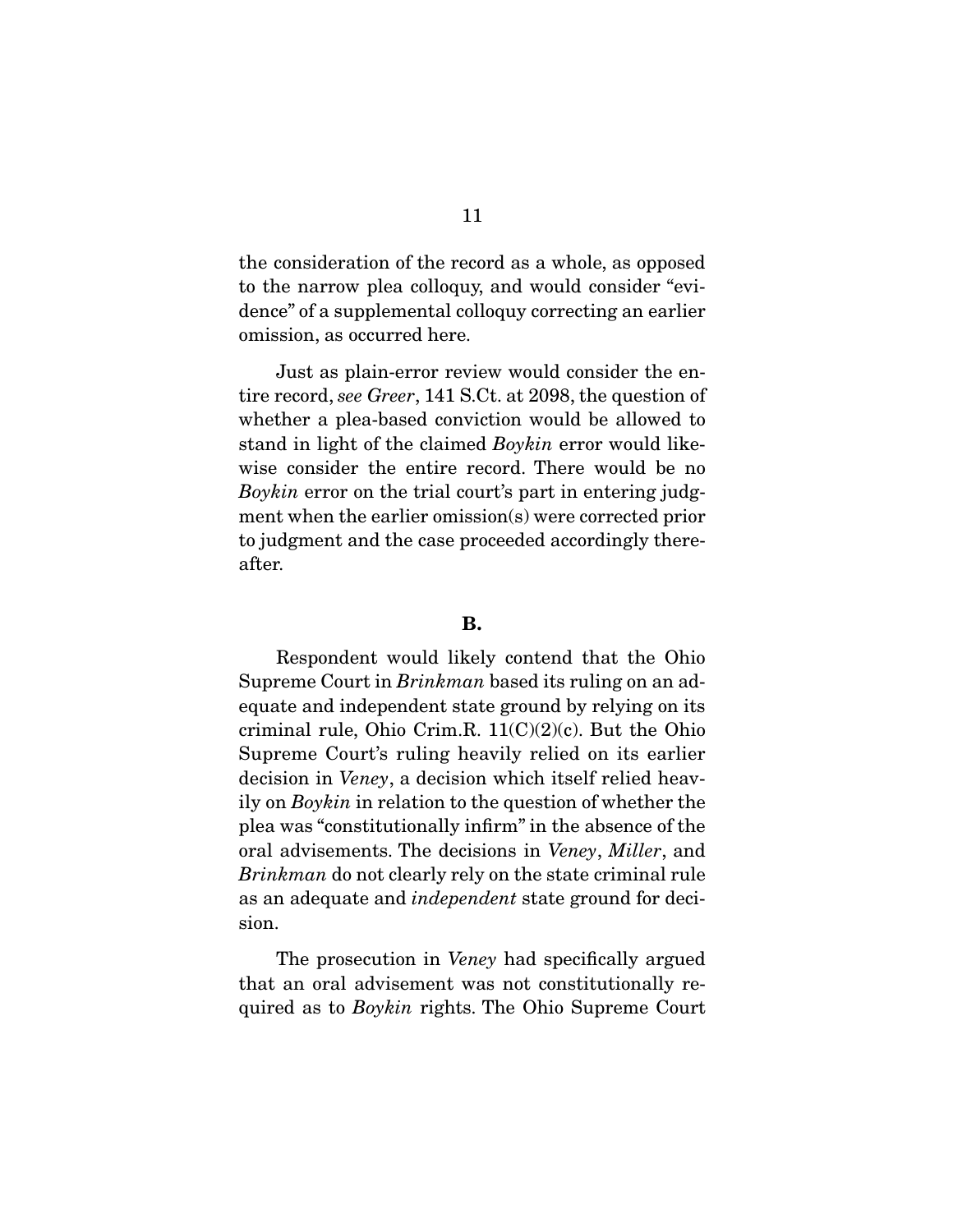the consideration of the record as a whole, as opposed to the narrow plea colloquy, and would consider "evidence" of a supplemental colloquy correcting an earlier omission, as occurred here.

Just as plain-error review would consider the entire record, *see Greer*, 141 S.Ct. at 2098, the question of whether a plea-based conviction would be allowed to stand in light of the claimed *Boykin* error would likewise consider the entire record. There would be no *Boykin* error on the trial court's part in entering judgment when the earlier omission(s) were corrected prior to judgment and the case proceeded accordingly thereafter.

**B.**

Respondent would likely contend that the Ohio Supreme Court in *Brinkman* based its ruling on an adequate and independent state ground by relying on its criminal rule, Ohio Crim.R. 11(C)(2)(c). But the Ohio Supreme Court's ruling heavily relied on its earlier decision in *Veney*, a decision which itself relied heavily on *Boykin* in relation to the question of whether the plea was "constitutionally infirm" in the absence of the oral advisements. The decisions in *Veney*, *Miller*, and *Brinkman* do not clearly rely on the state criminal rule as an adequate and *independent* state ground for decision.

The prosecution in *Veney* had specifically argued that an oral advisement was not constitutionally required as to *Boykin* rights. The Ohio Supreme Court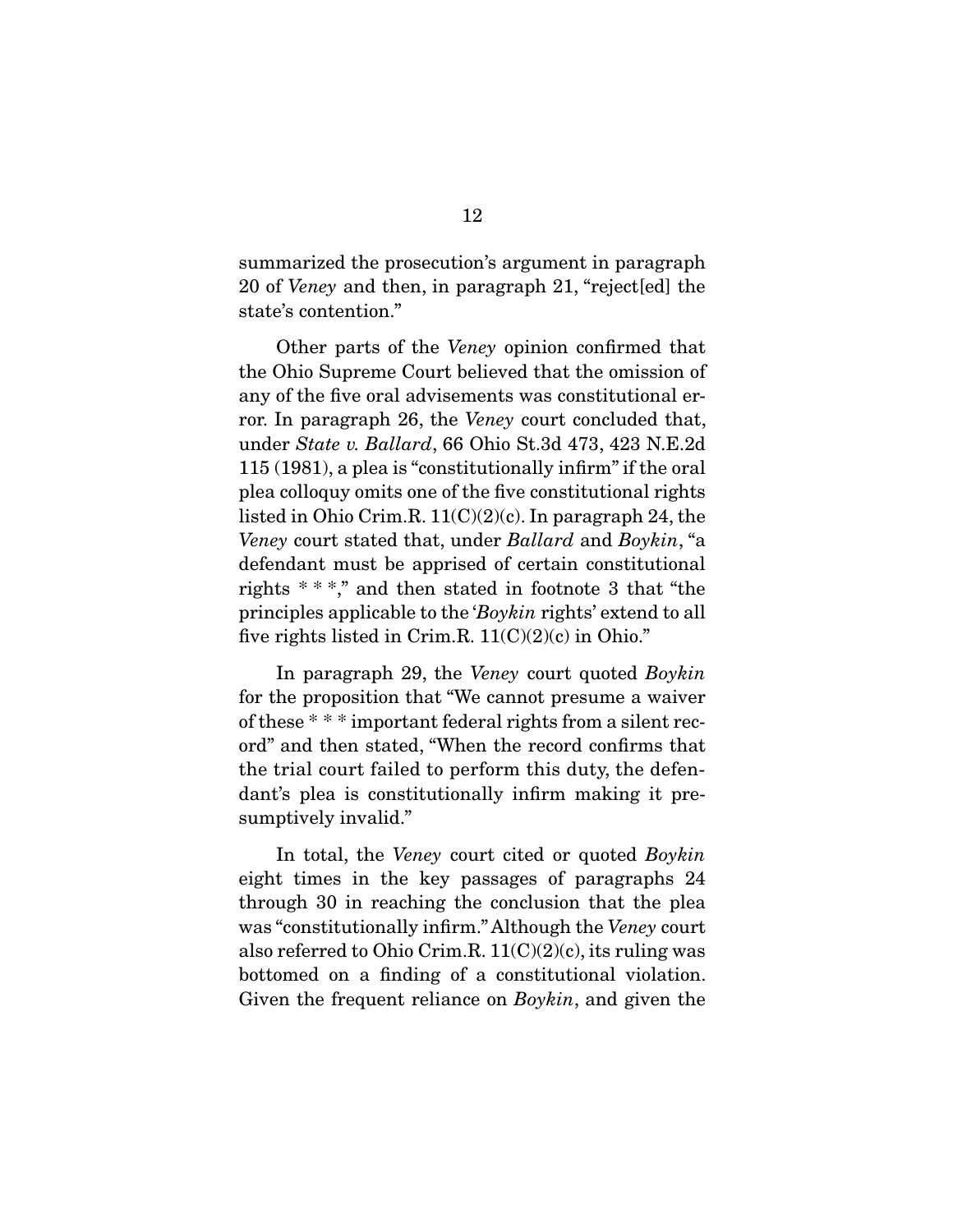summarized the prosecution's argument in paragraph 20 of *Veney* and then, in paragraph 21, "reject[ed] the state's contention."

Other parts of the *Veney* opinion confirmed that the Ohio Supreme Court believed that the omission of any of the five oral advisements was constitutional error. In paragraph 26, the *Veney* court concluded that, under *State v. Ballard*, 66 Ohio St.3d 473, 423 N.E.2d 115 (1981), a plea is "constitutionally infirm" if the oral plea colloquy omits one of the five constitutional rights listed in Ohio Crim.R. 11(C)(2)(c). In paragraph 24, the *Veney* court stated that, under *Ballard* and *Boykin*, "a defendant must be apprised of certain constitutional rights * * *," and then stated in footnote 3 that "the principles applicable to the '*Boykin* rights' extend to all five rights listed in Crim.R. 11(C)(2)(c) in Ohio."

In paragraph 29, the *Veney* court quoted *Boykin* for the proposition that "We cannot presume a waiver of these * * * important federal rights from a silent record" and then stated, "When the record confirms that the trial court failed to perform this duty, the defendant's plea is constitutionally infirm making it presumptively invalid."

In total, the *Veney* court cited or quoted *Boykin* eight times in the key passages of paragraphs 24 through 30 in reaching the conclusion that the plea was "constitutionally infirm." Although the *Veney* court also referred to Ohio Crim.R. 11(C)(2)(c), its ruling was bottomed on a finding of a constitutional violation. Given the frequent reliance on *Boykin*, and given the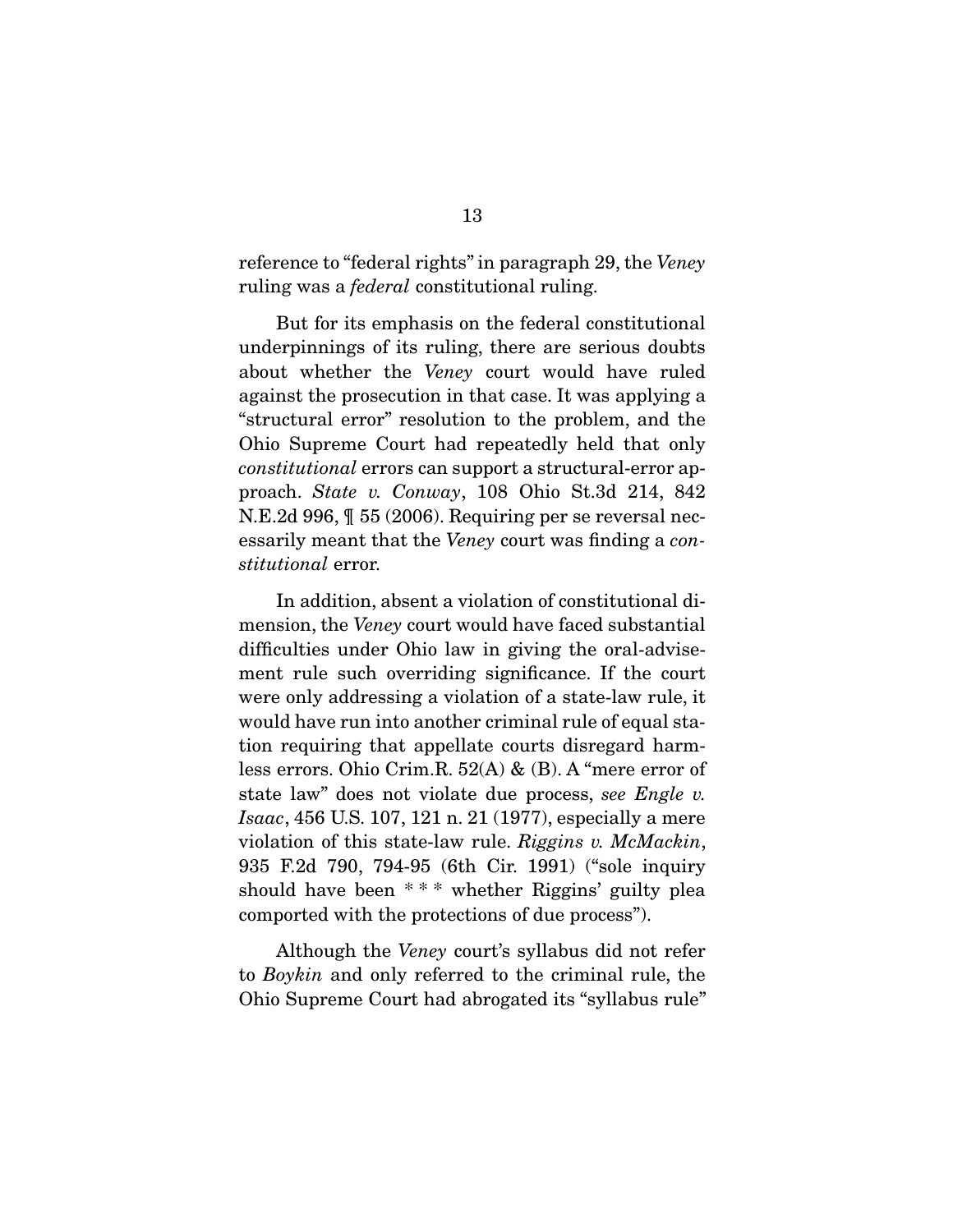reference to "federal rights" in paragraph 29, the *Veney* ruling was a *federal* constitutional ruling.

But for its emphasis on the federal constitutional underpinnings of its ruling, there are serious doubts about whether the *Veney* court would have ruled against the prosecution in that case. It was applying a "structural error" resolution to the problem, and the Ohio Supreme Court had repeatedly held that only *constitutional* errors can support a structural-error approach. *State v. Conway*, 108 Ohio St.3d 214, 842 N.E.2d 996, ¶ 55 (2006). Requiring per se reversal necessarily meant that the *Veney* court was finding a *constitutional* error.

In addition, absent a violation of constitutional dimension, the *Veney* court would have faced substantial difficulties under Ohio law in giving the oral-advisement rule such overriding significance. If the court were only addressing a violation of a state-law rule, it would have run into another criminal rule of equal station requiring that appellate courts disregard harmless errors. Ohio Crim.R. 52(A) & (B). A "mere error of state law" does not violate due process, *see Engle v. Isaac*, 456 U.S. 107, 121 n. 21 (1977), especially a mere violation of this state-law rule. *Riggins v. McMackin*, 935 F.2d 790, 794-95 (6th Cir. 1991) ("sole inquiry should have been * * * whether Riggins' guilty plea comported with the protections of due process").

Although the *Veney* court's syllabus did not refer to *Boykin* and only referred to the criminal rule, the Ohio Supreme Court had abrogated its "syllabus rule"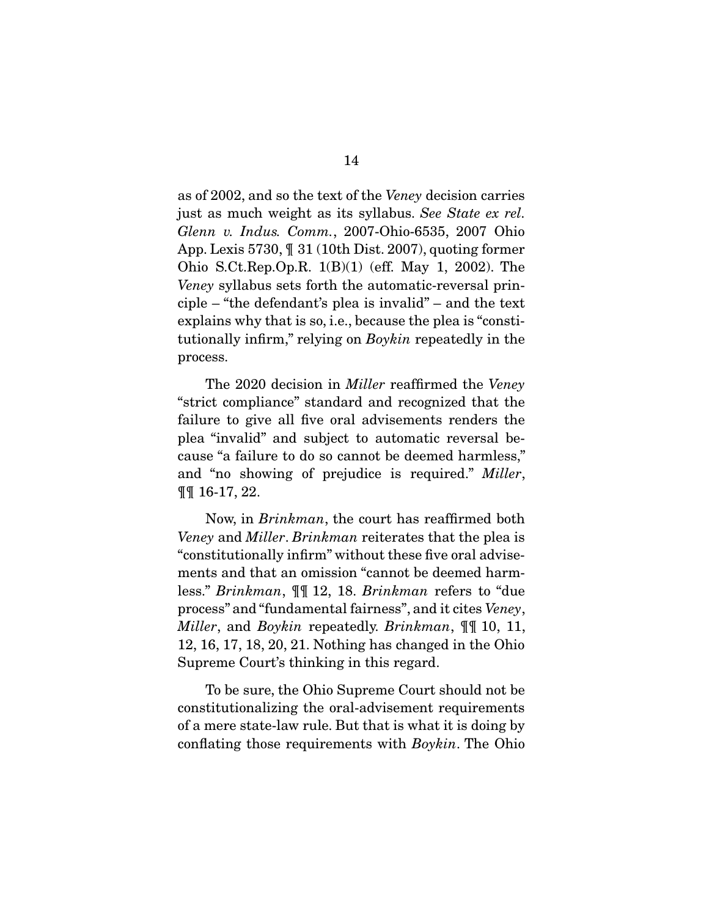as of 2002, and so the text of the *Veney* decision carries just as much weight as its syllabus. *See State ex rel. Glenn v. Indus. Comm.*, 2007-Ohio-6535, 2007 Ohio App. Lexis 5730, ¶ 31 (10th Dist. 2007), quoting former Ohio S.Ct.Rep.Op.R. 1(B)(1) (eff. May 1, 2002). The *Veney* syllabus sets forth the automatic-reversal principle – "the defendant's plea is invalid" – and the text explains why that is so, i.e., because the plea is "constitutionally infirm," relying on *Boykin* repeatedly in the process.

The 2020 decision in *Miller* reaffirmed the *Veney* "strict compliance" standard and recognized that the failure to give all five oral advisements renders the plea "invalid" and subject to automatic reversal because "a failure to do so cannot be deemed harmless," and "no showing of prejudice is required." *Miller*, ¶¶ 16-17, 22.

Now, in *Brinkman*, the court has reaffirmed both *Veney* and *Miller*. *Brinkman* reiterates that the plea is "constitutionally infirm" without these five oral advisements and that an omission "cannot be deemed harmless." *Brinkman*, ¶¶ 12, 18. *Brinkman* refers to "due process" and "fundamental fairness", and it cites *Veney*, *Miller*, and *Boykin* repeatedly. *Brinkman*, ¶¶ 10, 11, 12, 16, 17, 18, 20, 21. Nothing has changed in the Ohio Supreme Court's thinking in this regard.

To be sure, the Ohio Supreme Court should not be constitutionalizing the oral-advisement requirements of a mere state-law rule. But that is what it is doing by conflating those requirements with *Boykin*. The Ohio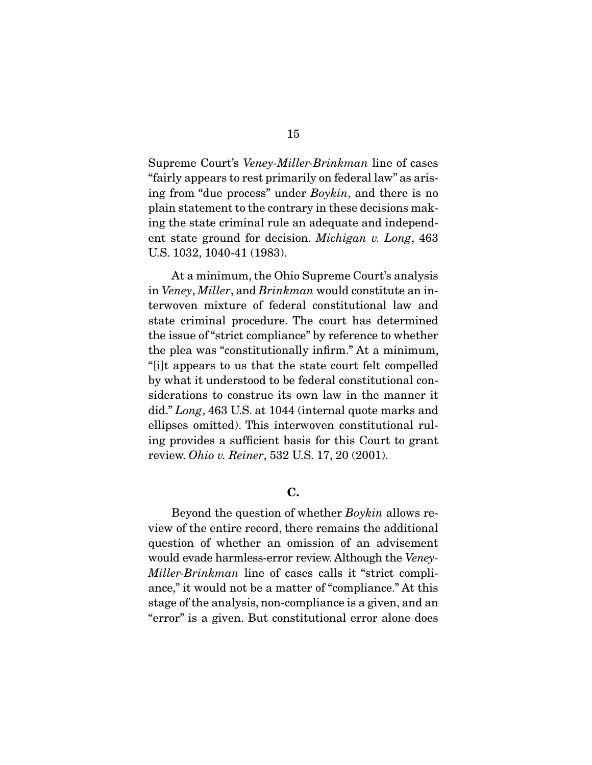Supreme Court's *Veney-Miller-Brinkman* line of cases "fairly appears to rest primarily on federal law" as arising from "due process" under *Boykin*, and there is no plain statement to the contrary in these decisions making the state criminal rule an adequate and independent state ground for decision. *Michigan v. Long*, 463 U.S. 1032, 1040-41 (1983).

At a minimum, the Ohio Supreme Court's analysis in *Veney*, *Miller*, and *Brinkman* would constitute an interwoven mixture of federal constitutional law and state criminal procedure. The court has determined the issue of "strict compliance" by reference to whether the plea was "constitutionally infirm." At a minimum, "[i]t appears to us that the state court felt compelled by what it understood to be federal constitutional considerations to construe its own law in the manner it did." *Long*, 463 U.S. at 1044 (internal quote marks and ellipses omitted). This interwoven constitutional ruling provides a sufficient basis for this Court to grant review. *Ohio v. Reiner*, 532 U.S. 17, 20 (2001).

### C.

Beyond the question of whether *Boykin* allows review of the entire record, there remains the additional question of whether an omission of an advisement would evade harmless-error review. Although the *Veney-Miller-Brinkman* line of cases calls it "strict compliance," it would not be a matter of "compliance." At this stage of the analysis, non-compliance is a given, and an "error" is a given. But constitutional error alone does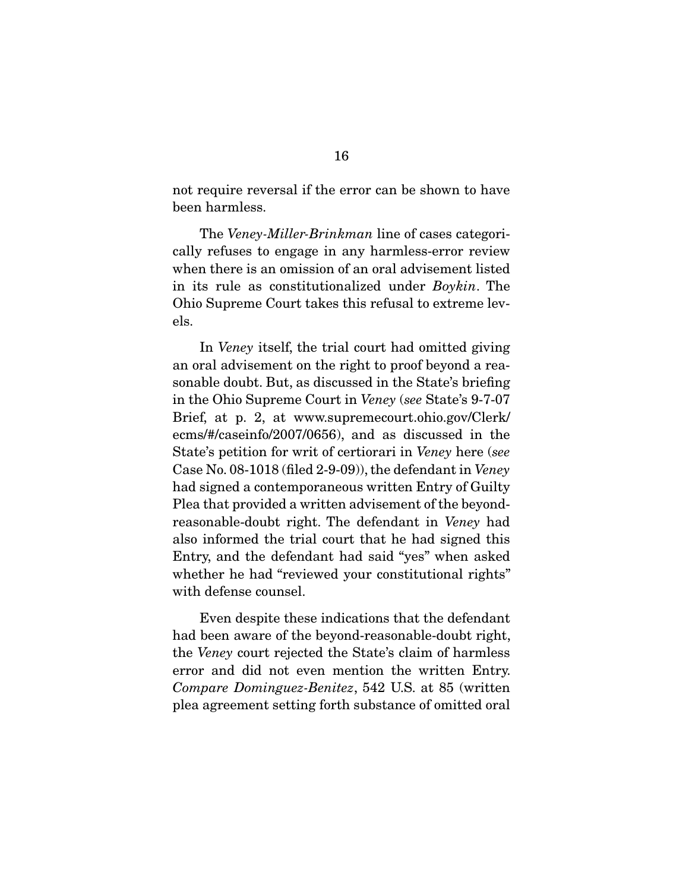not require reversal if the error can be shown to have been harmless.

The *Veney-Miller-Brinkman* line of cases categorically refuses to engage in any harmless-error review when there is an omission of an oral advisement listed in its rule as constitutionalized under *Boykin*. The Ohio Supreme Court takes this refusal to extreme levels.

In *Veney* itself, the trial court had omitted giving an oral advisement on the right to proof beyond a reasonable doubt. But, as discussed in the State's briefing in the Ohio Supreme Court in *Veney* (*see* State's 9-7-07 Brief, at p. 2, at www.supremecourt.ohio.gov/Clerk/ecms/#/caseinfo/2007/0656), and as discussed in the State's petition for writ of certiorari in *Veney* here (*see* Case No. 08-1018 (filed 2-9-09)), the defendant in *Veney* had signed a contemporaneous written Entry of Guilty Plea that provided a written advisement of the beyond-reasonable-doubt right. The defendant in *Veney* had also informed the trial court that he had signed this Entry, and the defendant had said "yes" when asked whether he had "reviewed your constitutional rights" with defense counsel.

Even despite these indications that the defendant had been aware of the beyond-reasonable-doubt right, the *Veney* court rejected the State's claim of harmless error and did not even mention the written Entry. *Compare Dominguez-Benitez*, 542 U.S. at 85 (written plea agreement setting forth substance of omitted oral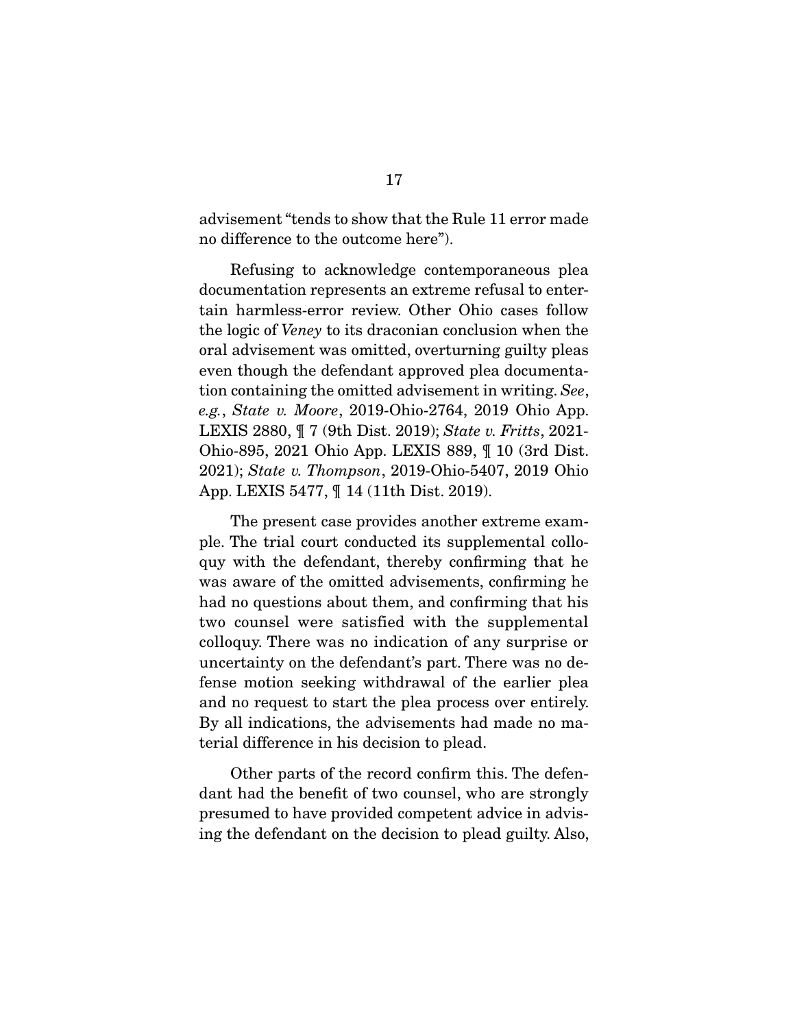advisement "tends to show that the Rule 11 error made no difference to the outcome here").

Refusing to acknowledge contemporaneous plea documentation represents an extreme refusal to entertain harmless-error review. Other Ohio cases follow the logic of *Veney* to its draconian conclusion when the oral advisement was omitted, overturning guilty pleas even though the defendant approved plea documentation containing the omitted advisement in writing. *See*, *e.g.*, *State v. Moore*, 2019-Ohio-2764, 2019 Ohio App. LEXIS 2880, ¶ 7 (9th Dist. 2019); *State v. Fritts*, 2021-Ohio-895, 2021 Ohio App. LEXIS 889, ¶ 10 (3rd Dist. 2021); *State v. Thompson*, 2019-Ohio-5407, 2019 Ohio App. LEXIS 5477, ¶ 14 (11th Dist. 2019).

The present case provides another extreme example. The trial court conducted its supplemental colloquy with the defendant, thereby confirming that he was aware of the omitted advisements, confirming he had no questions about them, and confirming that his two counsel were satisfied with the supplemental colloquy. There was no indication of any surprise or uncertainty on the defendant's part. There was no defense motion seeking withdrawal of the earlier plea and no request to start the plea process over entirely. By all indications, the advisements had made no material difference in his decision to plead.

Other parts of the record confirm this. The defendant had the benefit of two counsel, who are strongly presumed to have provided competent advice in advising the defendant on the decision to plead guilty. Also,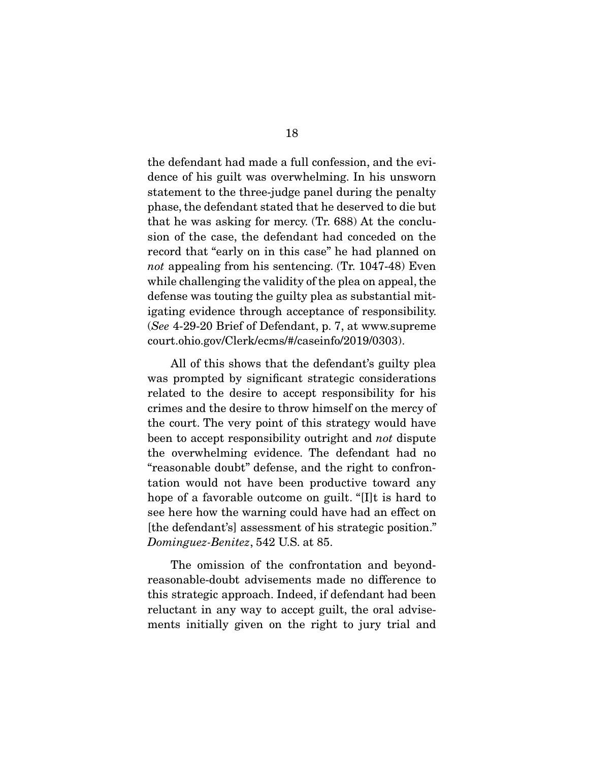the defendant had made a full confession, and the evidence of his guilt was overwhelming. In his unsworn statement to the three-judge panel during the penalty phase, the defendant stated that he deserved to die but that he was asking for mercy. (Tr. 688) At the conclusion of the case, the defendant had conceded on the record that "early on in this case" he had planned on *not* appealing from his sentencing. (Tr. 1047-48) Even while challenging the validity of the plea on appeal, the defense was touting the guilty plea as substantial mitigating evidence through acceptance of responsibility. (*See* 4-29-20 Brief of Defendant, p. 7, at www.supremecourt.ohio.gov/Clerk/ecms/#/caseinfo/2019/0303).

All of this shows that the defendant's guilty plea was prompted by significant strategic considerations related to the desire to accept responsibility for his crimes and the desire to throw himself on the mercy of the court. The very point of this strategy would have been to accept responsibility outright and *not* dispute the overwhelming evidence. The defendant had no "reasonable doubt" defense, and the right to confrontation would not have been productive toward any hope of a favorable outcome on guilt. "[I]t is hard to see here how the warning could have had an effect on [the defendant's] assessment of his strategic position." *Dominguez-Benitez*, 542 U.S. at 85.

The omission of the confrontation and beyond-reasonable-doubt advisements made no difference to this strategic approach. Indeed, if defendant had been reluctant in any way to accept guilt, the oral advisements initially given on the right to jury trial and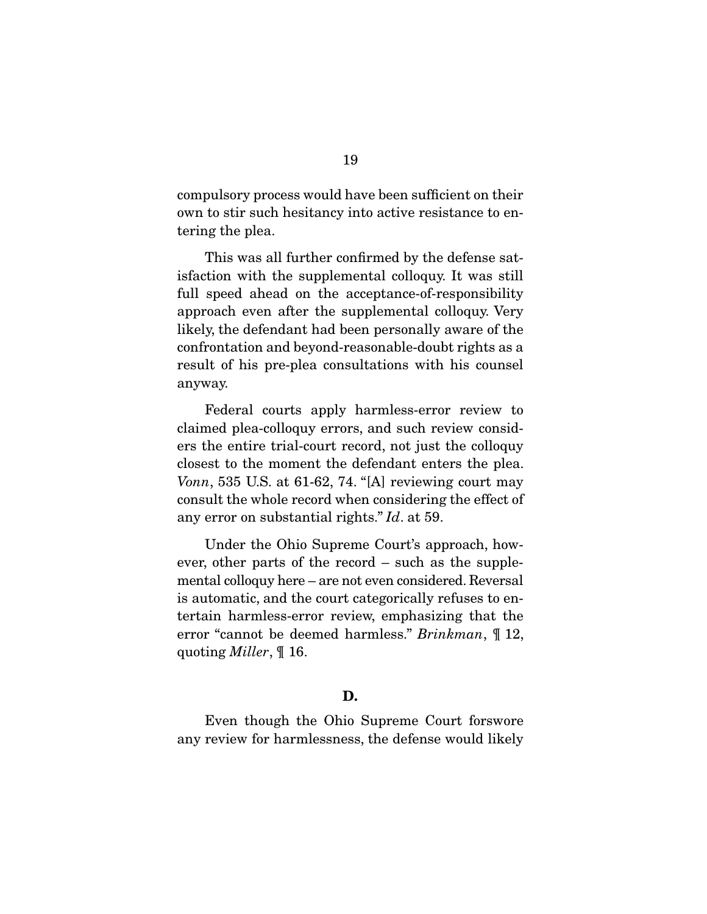compulsory process would have been sufficient on their own to stir such hesitancy into active resistance to entering the plea.

This was all further confirmed by the defense satisfaction with the supplemental colloquy. It was still full speed ahead on the acceptance-of-responsibility approach even after the supplemental colloquy. Very likely, the defendant had been personally aware of the confrontation and beyond-reasonable-doubt rights as a result of his pre-plea consultations with his counsel anyway.

Federal courts apply harmless-error review to claimed plea-colloquy errors, and such review considers the entire trial-court record, not just the colloquy closest to the moment the defendant enters the plea. *Vonn*, 535 U.S. at 61-62, 74. "[A] reviewing court may consult the whole record when considering the effect of any error on substantial rights." *Id*. at 59.

Under the Ohio Supreme Court's approach, however, other parts of the record – such as the supplemental colloquy here – are not even considered. Reversal is automatic, and the court categorically refuses to entertain harmless-error review, emphasizing that the error "cannot be deemed harmless." *Brinkman*, ¶ 12, quoting *Miller*, ¶ 16.

## D.

Even though the Ohio Supreme Court forswore any review for harmlessness, the defense would likely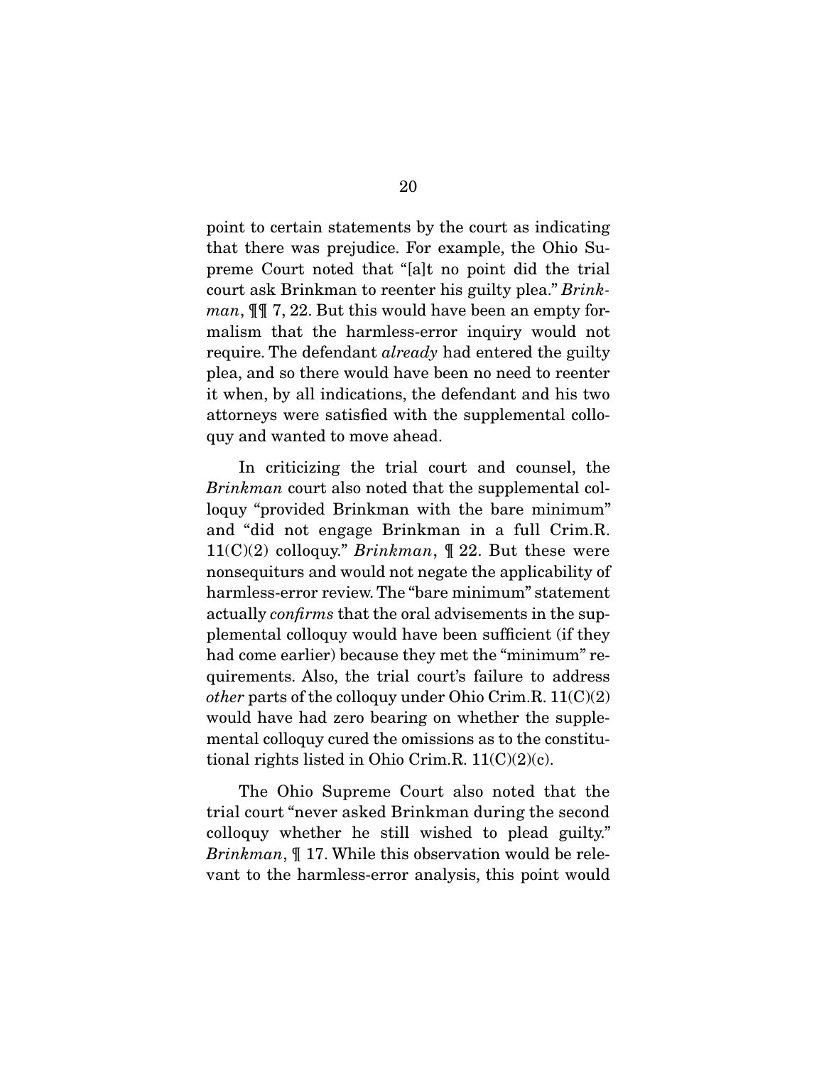point to certain statements by the court as indicating that there was prejudice. For example, the Ohio Supreme Court noted that "[a]t no point did the trial court ask Brinkman to reenter his guilty plea." *Brinkman*, ¶¶ 7, 22. But this would have been an empty formalism that the harmless-error inquiry would not require. The defendant *already* had entered the guilty plea, and so there would have been no need to reenter it when, by all indications, the defendant and his two attorneys were satisfied with the supplemental colloquy and wanted to move ahead.

In criticizing the trial court and counsel, the *Brinkman* court also noted that the supplemental colloquy "provided Brinkman with the bare minimum" and "did not engage Brinkman in a full Crim.R. 11(C)(2) colloquy." *Brinkman*, ¶ 22. But these were nonsequiturs and would not negate the applicability of harmless-error review. The "bare minimum" statement actually *confirms* that the oral advisements in the supplemental colloquy would have been sufficient (if they had come earlier) because they met the "minimum" requirements. Also, the trial court's failure to address *other* parts of the colloquy under Ohio Crim.R. 11(C)(2) would have had zero bearing on whether the supplemental colloquy cured the omissions as to the constitutional rights listed in Ohio Crim.R. 11(C)(2)(c).

The Ohio Supreme Court also noted that the trial court "never asked Brinkman during the second colloquy whether he still wished to plead guilty." *Brinkman*, ¶ 17. While this observation would be relevant to the harmless-error analysis, this point would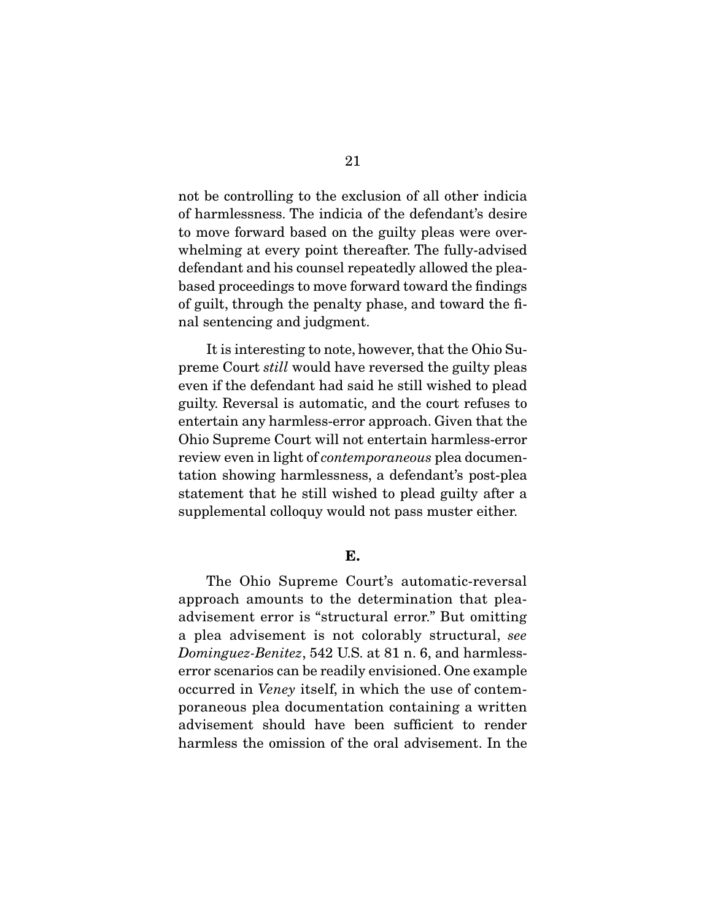not be controlling to the exclusion of all other indicia of harmlessness. The indicia of the defendant's desire to move forward based on the guilty pleas were overwhelming at every point thereafter. The fully-advised defendant and his counsel repeatedly allowed the plea-based proceedings to move forward toward the findings of guilt, through the penalty phase, and toward the final sentencing and judgment.

It is interesting to note, however, that the Ohio Supreme Court *still* would have reversed the guilty pleas even if the defendant had said he still wished to plead guilty. Reversal is automatic, and the court refuses to entertain any harmless-error approach. Given that the Ohio Supreme Court will not entertain harmless-error review even in light of *contemporaneous* plea documentation showing harmlessness, a defendant's post-plea statement that he still wished to plead guilty after a supplemental colloquy would not pass muster either.

**E.**

The Ohio Supreme Court's automatic-reversal approach amounts to the determination that plea-advisement error is "structural error." But omitting a plea advisement is not colorably structural, *see Dominguez-Benitez*, 542 U.S. at 81 n. 6, and harmless-error scenarios can be readily envisioned. One example occurred in *Veney* itself, in which the use of contemporaneous plea documentation containing a written advisement should have been sufficient to render harmless the omission of the oral advisement. In the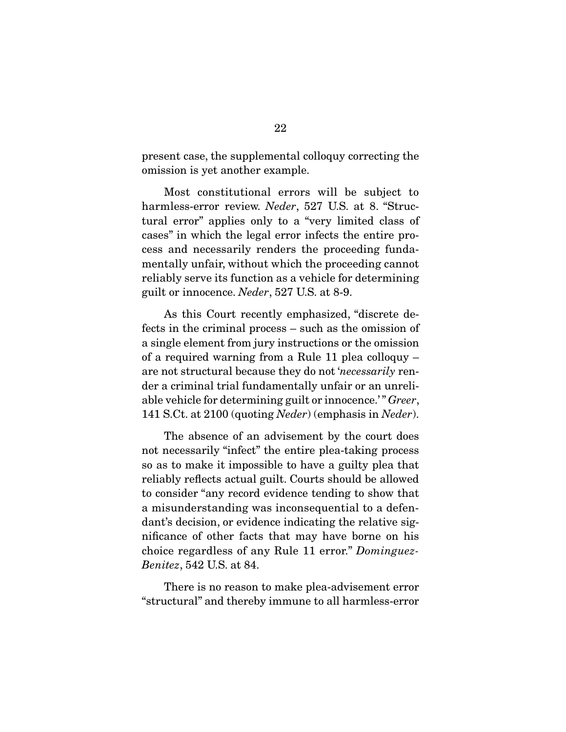present case, the supplemental colloquy correcting the omission is yet another example.

Most constitutional errors will be subject to harmless-error review. *Neder*, 527 U.S. at 8. "Structural error" applies only to a "very limited class of cases" in which the legal error infects the entire process and necessarily renders the proceeding fundamentally unfair, without which the proceeding cannot reliably serve its function as a vehicle for determining guilt or innocence. *Neder*, 527 U.S. at 8-9.

As this Court recently emphasized, "discrete defects in the criminal process – such as the omission of a single element from jury instructions or the omission of a required warning from a Rule 11 plea colloquy – are not structural because they do not '*necessarily* render a criminal trial fundamentally unfair or an unreliable vehicle for determining guilt or innocence.'" *Greer*, 141 S.Ct. at 2100 (quoting *Neder*) (emphasis in *Neder*).

The absence of an advisement by the court does not necessarily "infect" the entire plea-taking process so as to make it impossible to have a guilty plea that reliably reflects actual guilt. Courts should be allowed to consider "any record evidence tending to show that a misunderstanding was inconsequential to a defendant's decision, or evidence indicating the relative significance of other facts that may have borne on his choice regardless of any Rule 11 error." *Dominguez-Benitez*, 542 U.S. at 84.

There is no reason to make plea-advisement error "structural" and thereby immune to all harmless-error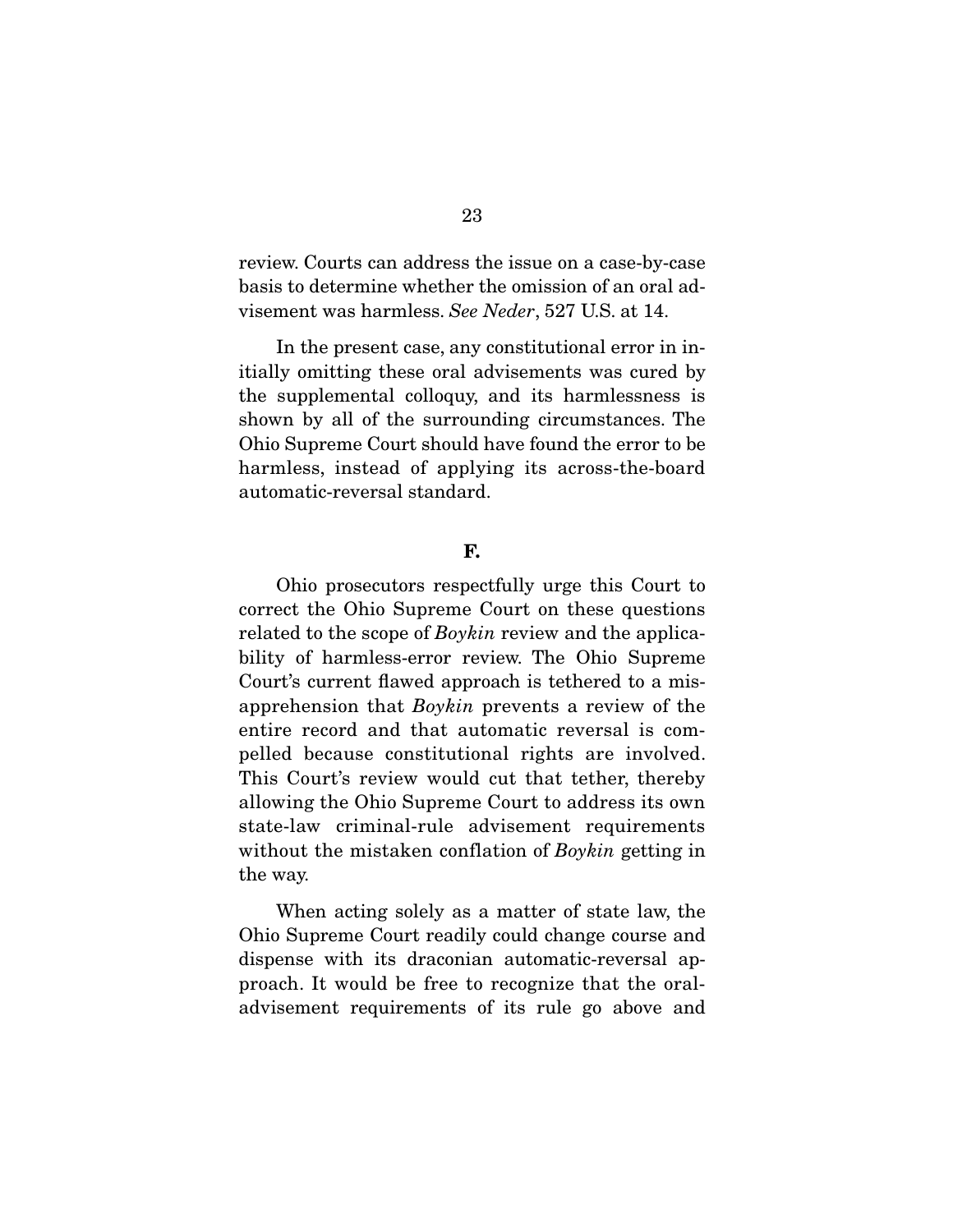review. Courts can address the issue on a case-by-case basis to determine whether the omission of an oral advisement was harmless. *See Neder*, 527 U.S. at 14.

In the present case, any constitutional error in initially omitting these oral advisements was cured by the supplemental colloquy, and its harmlessness is shown by all of the surrounding circumstances. The Ohio Supreme Court should have found the error to be harmless, instead of applying its across-the-board automatic-reversal standard.

## F.

Ohio prosecutors respectfully urge this Court to correct the Ohio Supreme Court on these questions related to the scope of *Boykin* review and the applicability of harmless-error review. The Ohio Supreme Court's current flawed approach is tethered to a misapprehension that *Boykin* prevents a review of the entire record and that automatic reversal is compelled because constitutional rights are involved. This Court's review would cut that tether, thereby allowing the Ohio Supreme Court to address its own state-law criminal-rule advisement requirements without the mistaken conflation of *Boykin* getting in the way.

When acting solely as a matter of state law, the Ohio Supreme Court readily could change course and dispense with its draconian automatic-reversal approach. It would be free to recognize that the oral-advisement requirements of its rule go above and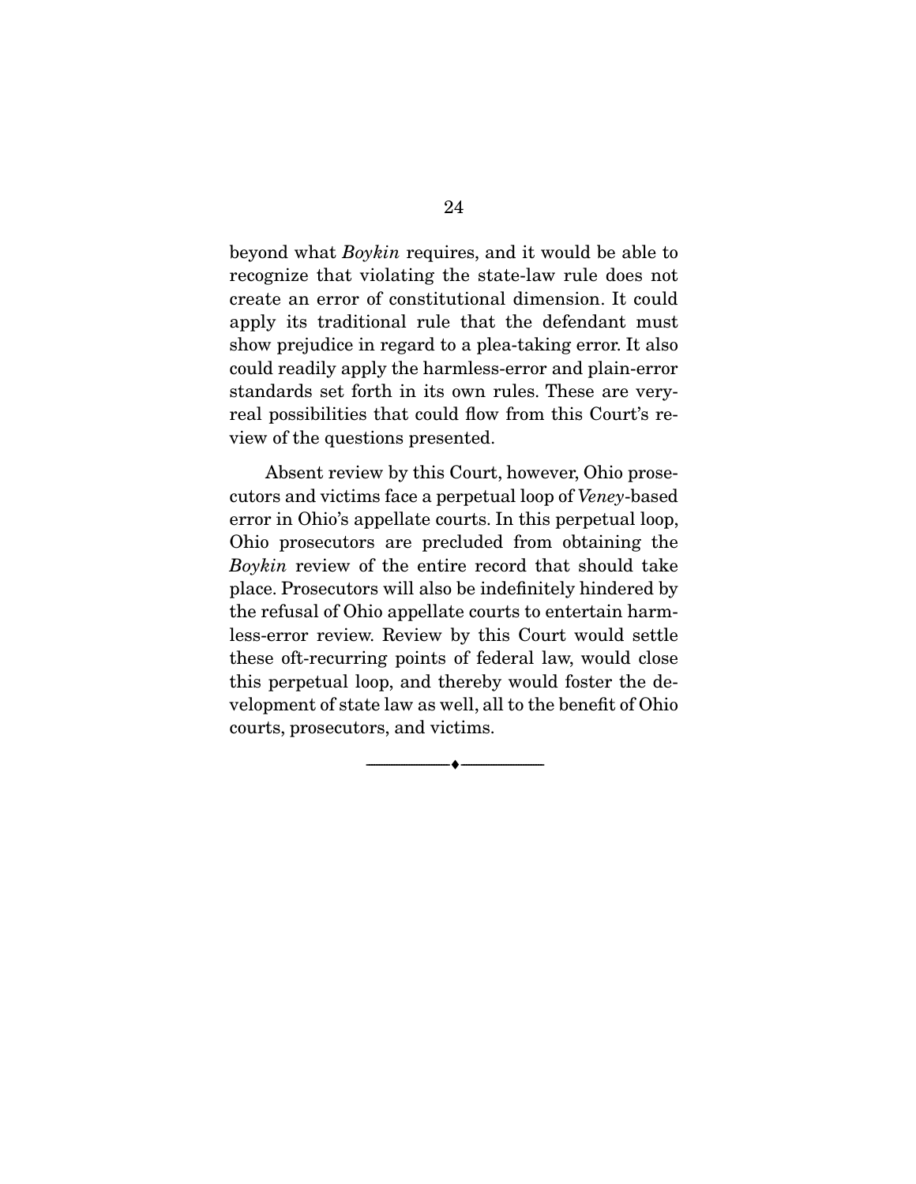beyond what *Boykin* requires, and it would be able to recognize that violating the state-law rule does not create an error of constitutional dimension. It could apply its traditional rule that the defendant must show prejudice in regard to a plea-taking error. It also could readily apply the harmless-error and plain-error standards set forth in its own rules. These are very-real possibilities that could flow from this Court's review of the questions presented.

Absent review by this Court, however, Ohio prosecutors and victims face a perpetual loop of *Veney*-based error in Ohio's appellate courts. In this perpetual loop, Ohio prosecutors are precluded from obtaining the *Boykin* review of the entire record that should take place. Prosecutors will also be indefinitely hindered by the refusal of Ohio appellate courts to entertain harmless-error review. Review by this Court would settle these oft-recurring points of federal law, would close this perpetual loop, and thereby would foster the development of state law as well, all to the benefit of Ohio courts, prosecutors, and victims.

---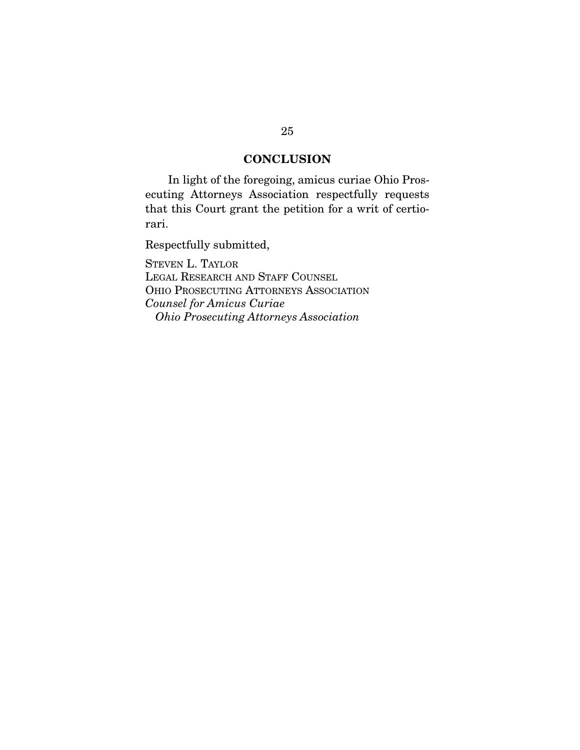## CONCLUSION

In light of the foregoing, amicus curiae Ohio Prosecuting Attorneys Association respectfully requests that this Court grant the petition for a writ of certiorari.

Respectfully submitted,

STEVEN L. TAYLOR
LEGAL RESEARCH AND STAFF COUNSEL
OHIO PROSECUTING ATTORNEYS ASSOCIATION
*Counsel for Amicus Curiae*
*Ohio Prosecuting Attorneys Association*